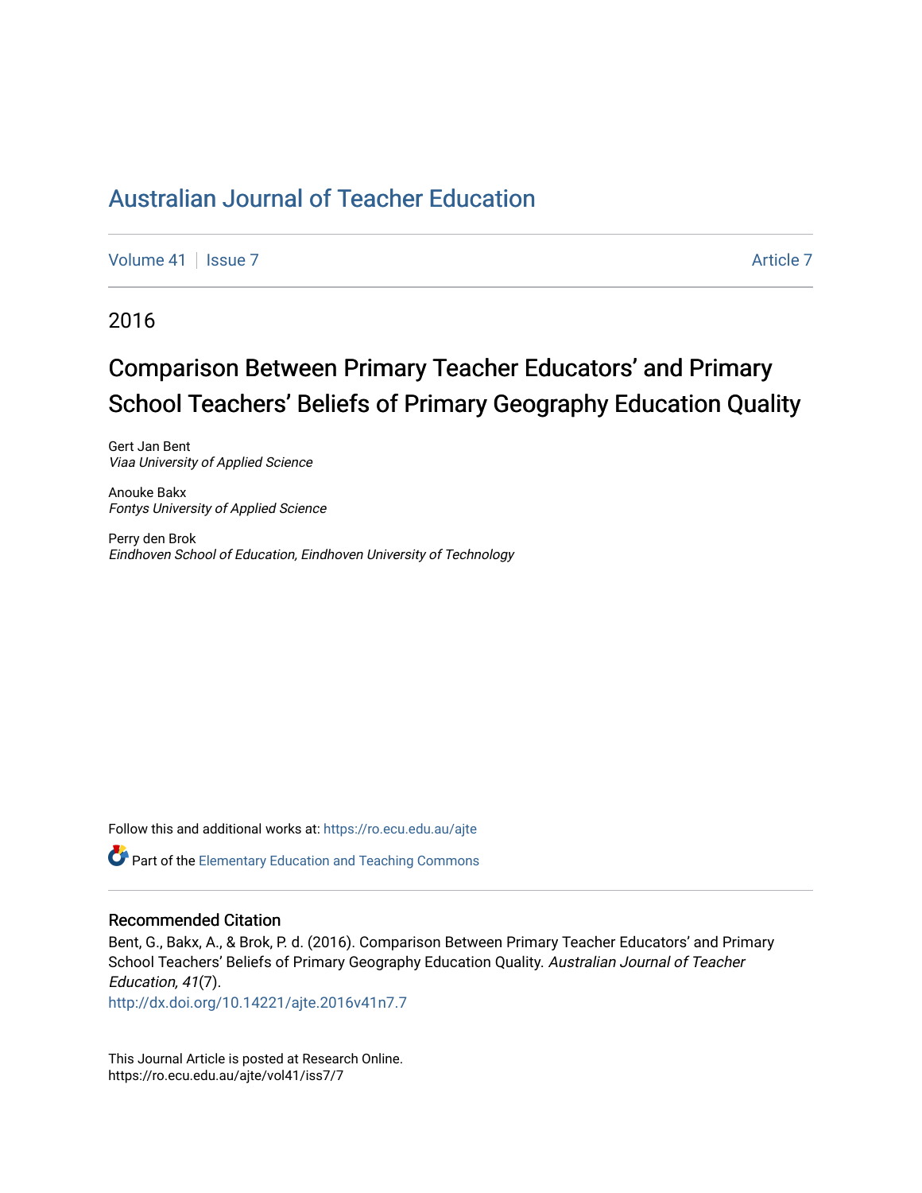# Australian Journal of Teacher Education

Volume 41 | Issue 7 | Article 7

2016

## Comparison Between Primary Teacher Educators' and Primary School Teachers' Beliefs of Primary Geography Education Quality

Gert Jan Bent
*Viaa University of Applied Science*

Anouke Bakx
*Fontys University of Applied Science*

Perry den Brok
*Eindhoven School of Education, Eindhoven University of Technology*

Follow this and additional works at: https://ro.ecu.edu.au/ajte

Part of the Elementary Education and Teaching Commons

### Recommended Citation

Bent, G., Bakx, A., & Brok, P. d. (2016). Comparison Between Primary Teacher Educators' and Primary School Teachers' Beliefs of Primary Geography Education Quality. *Australian Journal of Teacher Education, 41*(7).
http://dx.doi.org/10.14221/ajte.2016v41n7.7

This Journal Article is posted at Research Online.
https://ro.ecu.edu.au/ajte/vol41/iss7/7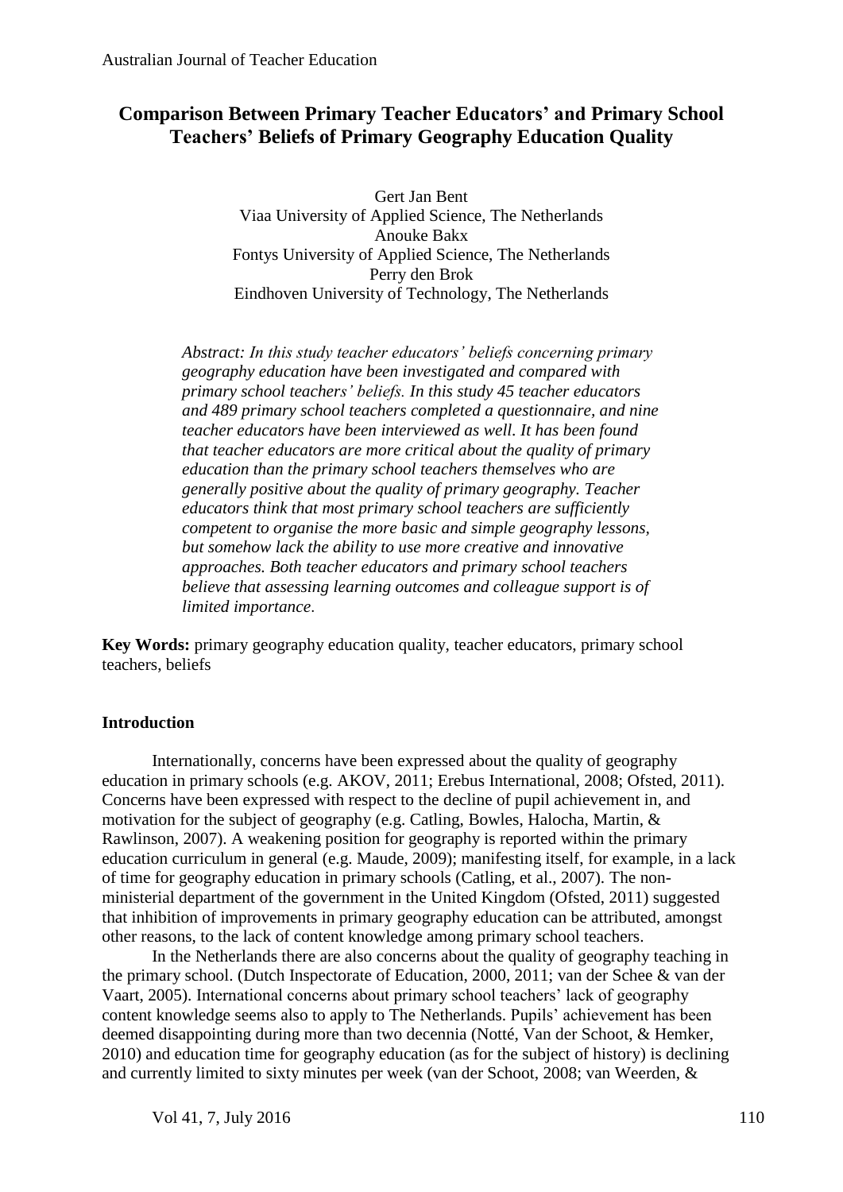# Comparison Between Primary Teacher Educators' and Primary School Teachers' Beliefs of Primary Geography Education Quality

Gert Jan Bent
Viaa University of Applied Science, The Netherlands
Anouke Bakx
Fontys University of Applied Science, The Netherlands
Perry den Brok
Eindhoven University of Technology, The Netherlands

*Abstract: In this study teacher educators' beliefs concerning primary geography education have been investigated and compared with primary school teachers' beliefs. In this study 45 teacher educators and 489 primary school teachers completed a questionnaire, and nine teacher educators have been interviewed as well. It has been found that teacher educators are more critical about the quality of primary education than the primary school teachers themselves who are generally positive about the quality of primary geography. Teacher educators think that most primary school teachers are sufficiently competent to organise the more basic and simple geography lessons, but somehow lack the ability to use more creative and innovative approaches. Both teacher educators and primary school teachers believe that assessing learning outcomes and colleague support is of limited importance.*

**Key Words:** primary geography education quality, teacher educators, primary school teachers, beliefs

## Introduction

Internationally, concerns have been expressed about the quality of geography education in primary schools (e.g. AKOV, 2011; Erebus International, 2008; Ofsted, 2011). Concerns have been expressed with respect to the decline of pupil achievement in, and motivation for the subject of geography (e.g. Catling, Bowles, Halocha, Martin, & Rawlinson, 2007). A weakening position for geography is reported within the primary education curriculum in general (e.g. Maude, 2009); manifesting itself, for example, in a lack of time for geography education in primary schools (Catling, et al., 2007). The non-ministerial department of the government in the United Kingdom (Ofsted, 2011) suggested that inhibition of improvements in primary geography education can be attributed, amongst other reasons, to the lack of content knowledge among primary school teachers.

In the Netherlands there are also concerns about the quality of geography teaching in the primary school. (Dutch Inspectorate of Education, 2000, 2011; van der Schee & van der Vaart, 2005). International concerns about primary school teachers' lack of geography content knowledge seems also to apply to The Netherlands. Pupils' achievement has been deemed disappointing during more than two decennia (Notté, Van der Schoot, & Hemker, 2010) and education time for geography education (as for the subject of history) is declining and currently limited to sixty minutes per week (van der Schoot, 2008; van Weerden, &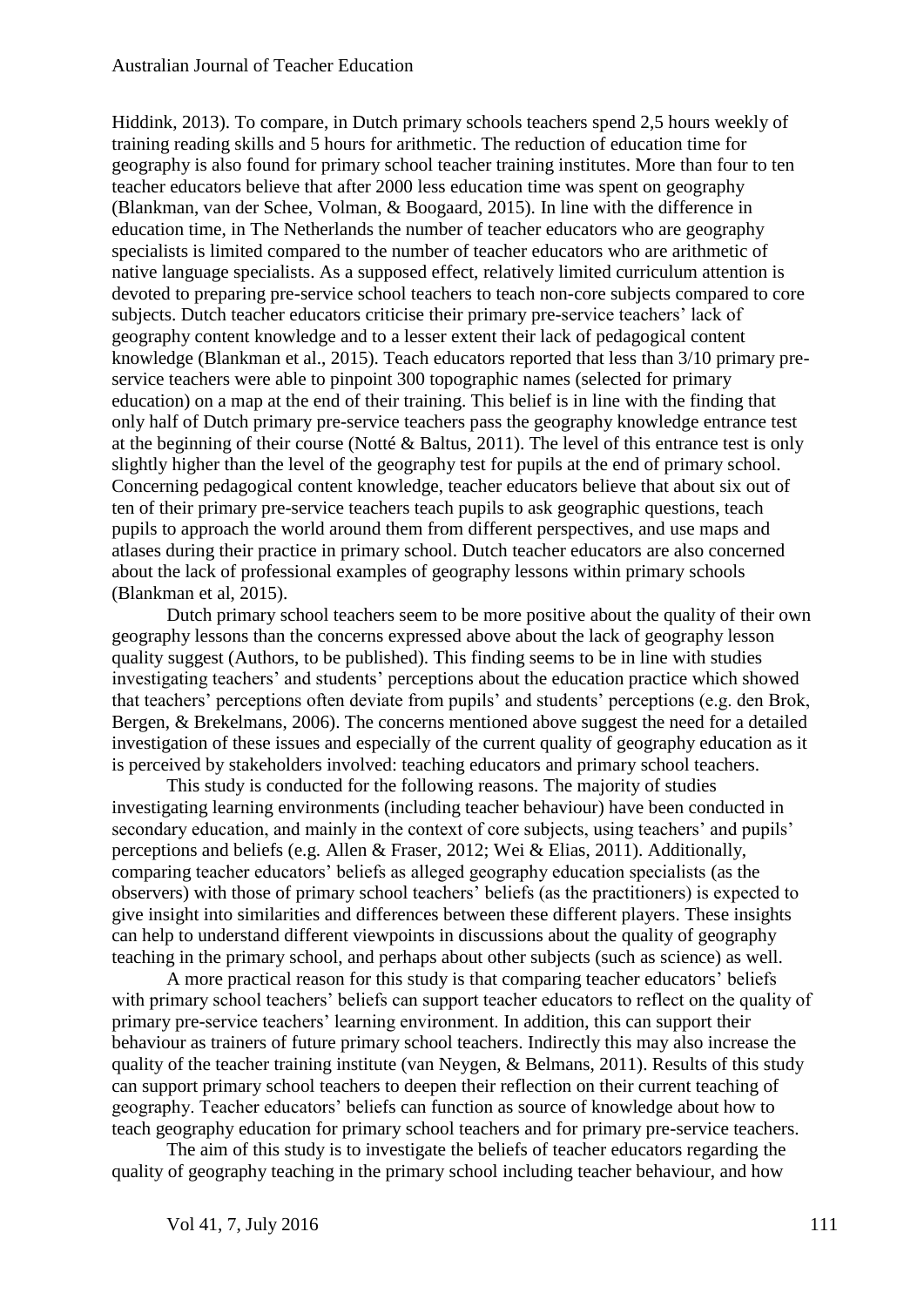Hiddink, 2013). To compare, in Dutch primary schools teachers spend 2,5 hours weekly of training reading skills and 5 hours for arithmetic. The reduction of education time for geography is also found for primary school teacher training institutes. More than four to ten teacher educators believe that after 2000 less education time was spent on geography (Blankman, van der Schee, Volman, & Boogaard, 2015). In line with the difference in education time, in The Netherlands the number of teacher educators who are geography specialists is limited compared to the number of teacher educators who are arithmetic of native language specialists. As a supposed effect, relatively limited curriculum attention is devoted to preparing pre-service school teachers to teach non-core subjects compared to core subjects. Dutch teacher educators criticise their primary pre-service teachers' lack of geography content knowledge and to a lesser extent their lack of pedagogical content knowledge (Blankman et al., 2015). Teach educators reported that less than 3/10 primary pre-service teachers were able to pinpoint 300 topographic names (selected for primary education) on a map at the end of their training. This belief is in line with the finding that only half of Dutch primary pre-service teachers pass the geography knowledge entrance test at the beginning of their course (Notté & Baltus, 2011). The level of this entrance test is only slightly higher than the level of the geography test for pupils at the end of primary school. Concerning pedagogical content knowledge, teacher educators believe that about six out of ten of their primary pre-service teachers teach pupils to ask geographic questions, teach pupils to approach the world around them from different perspectives, and use maps and atlases during their practice in primary school. Dutch teacher educators are also concerned about the lack of professional examples of geography lessons within primary schools (Blankman et al, 2015).

Dutch primary school teachers seem to be more positive about the quality of their own geography lessons than the concerns expressed above about the lack of geography lesson quality suggest (Authors, to be published). This finding seems to be in line with studies investigating teachers' and students' perceptions about the education practice which showed that teachers' perceptions often deviate from pupils' and students' perceptions (e.g. den Brok, Bergen, & Brekelmans, 2006). The concerns mentioned above suggest the need for a detailed investigation of these issues and especially of the current quality of geography education as it is perceived by stakeholders involved: teaching educators and primary school teachers.

This study is conducted for the following reasons. The majority of studies investigating learning environments (including teacher behaviour) have been conducted in secondary education, and mainly in the context of core subjects, using teachers' and pupils' perceptions and beliefs (e.g. Allen & Fraser, 2012; Wei & Elias, 2011). Additionally, comparing teacher educators' beliefs as alleged geography education specialists (as the observers) with those of primary school teachers' beliefs (as the practitioners) is expected to give insight into similarities and differences between these different players. These insights can help to understand different viewpoints in discussions about the quality of geography teaching in the primary school, and perhaps about other subjects (such as science) as well.

A more practical reason for this study is that comparing teacher educators' beliefs with primary school teachers' beliefs can support teacher educators to reflect on the quality of primary pre-service teachers' learning environment. In addition, this can support their behaviour as trainers of future primary school teachers. Indirectly this may also increase the quality of the teacher training institute (van Neygen, & Belmans, 2011). Results of this study can support primary school teachers to deepen their reflection on their current teaching of geography. Teacher educators' beliefs can function as source of knowledge about how to teach geography education for primary school teachers and for primary pre-service teachers.

The aim of this study is to investigate the beliefs of teacher educators regarding the quality of geography teaching in the primary school including teacher behaviour, and how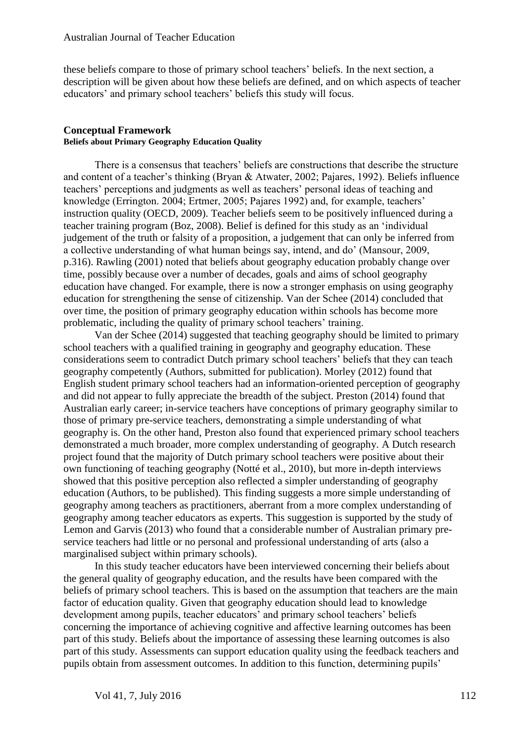these beliefs compare to those of primary school teachers' beliefs. In the next section, a description will be given about how these beliefs are defined, and on which aspects of teacher educators' and primary school teachers' beliefs this study will focus.

## Conceptual Framework

### Beliefs about Primary Geography Education Quality

There is a consensus that teachers' beliefs are constructions that describe the structure and content of a teacher's thinking (Bryan & Atwater, 2002; Pajares, 1992). Beliefs influence teachers' perceptions and judgments as well as teachers' personal ideas of teaching and knowledge (Errington. 2004; Ertmer, 2005; Pajares 1992) and, for example, teachers' instruction quality (OECD, 2009). Teacher beliefs seem to be positively influenced during a teacher training program (Boz, 2008). Belief is defined for this study as an 'individual judgement of the truth or falsity of a proposition, a judgement that can only be inferred from a collective understanding of what human beings say, intend, and do' (Mansour, 2009, p.316). Rawling (2001) noted that beliefs about geography education probably change over time, possibly because over a number of decades, goals and aims of school geography education have changed. For example, there is now a stronger emphasis on using geography education for strengthening the sense of citizenship. Van der Schee (2014) concluded that over time, the position of primary geography education within schools has become more problematic, including the quality of primary school teachers' training.

Van der Schee (2014) suggested that teaching geography should be limited to primary school teachers with a qualified training in geography and geography education. These considerations seem to contradict Dutch primary school teachers' beliefs that they can teach geography competently (Authors, submitted for publication). Morley (2012) found that English student primary school teachers had an information-oriented perception of geography and did not appear to fully appreciate the breadth of the subject. Preston (2014) found that Australian early career; in-service teachers have conceptions of primary geography similar to those of primary pre-service teachers, demonstrating a simple understanding of what geography is. On the other hand, Preston also found that experienced primary school teachers demonstrated a much broader, more complex understanding of geography. A Dutch research project found that the majority of Dutch primary school teachers were positive about their own functioning of teaching geography (Notté et al., 2010), but more in-depth interviews showed that this positive perception also reflected a simpler understanding of geography education (Authors, to be published). This finding suggests a more simple understanding of geography among teachers as practitioners, aberrant from a more complex understanding of geography among teacher educators as experts. This suggestion is supported by the study of Lemon and Garvis (2013) who found that a considerable number of Australian primary pre-service teachers had little or no personal and professional understanding of arts (also a marginalised subject within primary schools).

In this study teacher educators have been interviewed concerning their beliefs about the general quality of geography education, and the results have been compared with the beliefs of primary school teachers. This is based on the assumption that teachers are the main factor of education quality. Given that geography education should lead to knowledge development among pupils, teacher educators' and primary school teachers' beliefs concerning the importance of achieving cognitive and affective learning outcomes has been part of this study. Beliefs about the importance of assessing these learning outcomes is also part of this study. Assessments can support education quality using the feedback teachers and pupils obtain from assessment outcomes. In addition to this function, determining pupils'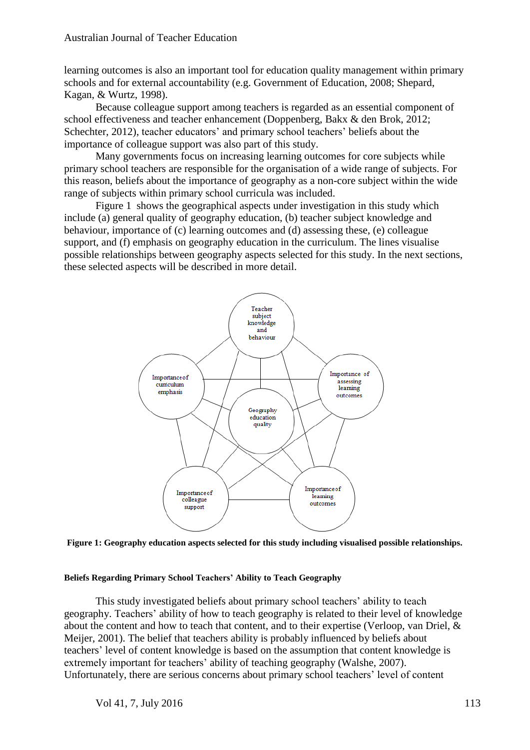learning outcomes is also an important tool for education quality management within primary schools and for external accountability (e.g. Government of Education, 2008; Shepard, Kagan, & Wurtz, 1998).

Because colleague support among teachers is regarded as an essential component of school effectiveness and teacher enhancement (Doppenberg, Bakx & den Brok, 2012; Schechter, 2012), teacher educators' and primary school teachers' beliefs about the importance of colleague support was also part of this study.

Many governments focus on increasing learning outcomes for core subjects while primary school teachers are responsible for the organisation of a wide range of subjects. For this reason, beliefs about the importance of geography as a non-core subject within the wide range of subjects within primary school curricula was included.

Figure 1 shows the geographical aspects under investigation in this study which include (a) general quality of geography education, (b) teacher subject knowledge and behaviour, importance of (c) learning outcomes and (d) assessing these, (e) colleague support, and (f) emphasis on geography education in the curriculum. The lines visualise possible relationships between geography aspects selected for this study. In the next sections, these selected aspects will be described in more detail.

**Figure 1: Geography education aspects selected for this study including visualised possible relationships.**

#### Beliefs Regarding Primary School Teachers' Ability to Teach Geography

This study investigated beliefs about primary school teachers' ability to teach geography. Teachers' ability of how to teach geography is related to their level of knowledge about the content and how to teach that content, and to their expertise (Verloop, van Driel, & Meijer, 2001). The belief that teachers ability is probably influenced by beliefs about teachers' level of content knowledge is based on the assumption that content knowledge is extremely important for teachers' ability of teaching geography (Walshe, 2007). Unfortunately, there are serious concerns about primary school teachers' level of content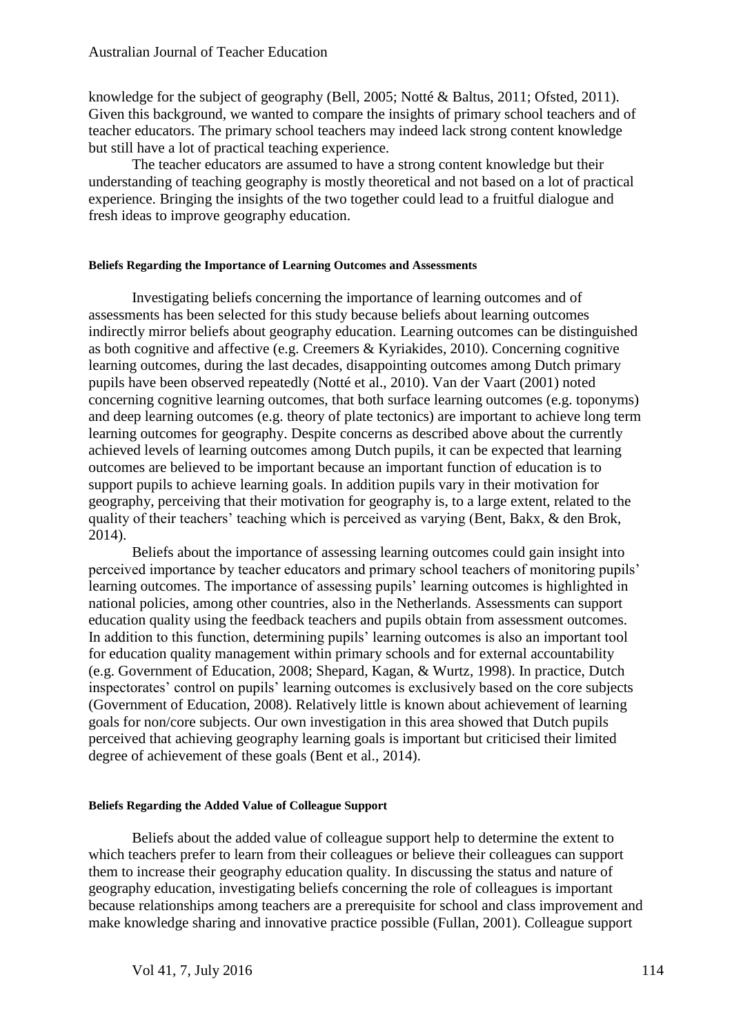knowledge for the subject of geography (Bell, 2005; Notté & Baltus, 2011; Ofsted, 2011). Given this background, we wanted to compare the insights of primary school teachers and of teacher educators. The primary school teachers may indeed lack strong content knowledge but still have a lot of practical teaching experience.

The teacher educators are assumed to have a strong content knowledge but their understanding of teaching geography is mostly theoretical and not based on a lot of practical experience. Bringing the insights of the two together could lead to a fruitful dialogue and fresh ideas to improve geography education.

#### Beliefs Regarding the Importance of Learning Outcomes and Assessments

Investigating beliefs concerning the importance of learning outcomes and of assessments has been selected for this study because beliefs about learning outcomes indirectly mirror beliefs about geography education. Learning outcomes can be distinguished as both cognitive and affective (e.g. Creemers & Kyriakides, 2010). Concerning cognitive learning outcomes, during the last decades, disappointing outcomes among Dutch primary pupils have been observed repeatedly (Notté et al., 2010). Van der Vaart (2001) noted concerning cognitive learning outcomes, that both surface learning outcomes (e.g. toponyms) and deep learning outcomes (e.g. theory of plate tectonics) are important to achieve long term learning outcomes for geography. Despite concerns as described above about the currently achieved levels of learning outcomes among Dutch pupils, it can be expected that learning outcomes are believed to be important because an important function of education is to support pupils to achieve learning goals. In addition pupils vary in their motivation for geography, perceiving that their motivation for geography is, to a large extent, related to the quality of their teachers' teaching which is perceived as varying (Bent, Bakx, & den Brok, 2014).

Beliefs about the importance of assessing learning outcomes could gain insight into perceived importance by teacher educators and primary school teachers of monitoring pupils' learning outcomes. The importance of assessing pupils' learning outcomes is highlighted in national policies, among other countries, also in the Netherlands. Assessments can support education quality using the feedback teachers and pupils obtain from assessment outcomes. In addition to this function, determining pupils' learning outcomes is also an important tool for education quality management within primary schools and for external accountability (e.g. Government of Education, 2008; Shepard, Kagan, & Wurtz, 1998). In practice, Dutch inspectorates' control on pupils' learning outcomes is exclusively based on the core subjects (Government of Education, 2008). Relatively little is known about achievement of learning goals for non/core subjects. Our own investigation in this area showed that Dutch pupils perceived that achieving geography learning goals is important but criticised their limited degree of achievement of these goals (Bent et al., 2014).

#### Beliefs Regarding the Added Value of Colleague Support

Beliefs about the added value of colleague support help to determine the extent to which teachers prefer to learn from their colleagues or believe their colleagues can support them to increase their geography education quality. In discussing the status and nature of geography education, investigating beliefs concerning the role of colleagues is important because relationships among teachers are a prerequisite for school and class improvement and make knowledge sharing and innovative practice possible (Fullan, 2001). Colleague support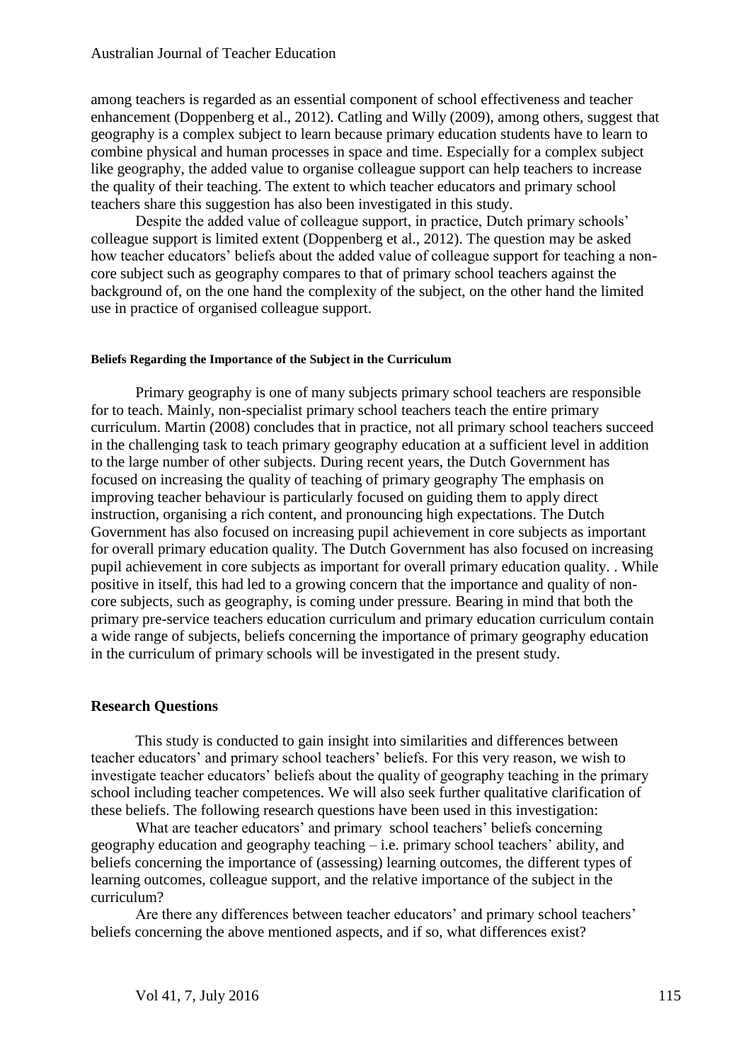among teachers is regarded as an essential component of school effectiveness and teacher enhancement (Doppenberg et al., 2012). Catling and Willy (2009), among others, suggest that geography is a complex subject to learn because primary education students have to learn to combine physical and human processes in space and time. Especially for a complex subject like geography, the added value to organise colleague support can help teachers to increase the quality of their teaching. The extent to which teacher educators and primary school teachers share this suggestion has also been investigated in this study.

Despite the added value of colleague support, in practice, Dutch primary schools' colleague support is limited extent (Doppenberg et al., 2012). The question may be asked how teacher educators' beliefs about the added value of colleague support for teaching a non-core subject such as geography compares to that of primary school teachers against the background of, on the one hand the complexity of the subject, on the other hand the limited use in practice of organised colleague support.

#### Beliefs Regarding the Importance of the Subject in the Curriculum

Primary geography is one of many subjects primary school teachers are responsible for to teach. Mainly, non-specialist primary school teachers teach the entire primary curriculum. Martin (2008) concludes that in practice, not all primary school teachers succeed in the challenging task to teach primary geography education at a sufficient level in addition to the large number of other subjects. During recent years, the Dutch Government has focused on increasing the quality of teaching of primary geography The emphasis on improving teacher behaviour is particularly focused on guiding them to apply direct instruction, organising a rich content, and pronouncing high expectations. The Dutch Government has also focused on increasing pupil achievement in core subjects as important for overall primary education quality. The Dutch Government has also focused on increasing pupil achievement in core subjects as important for overall primary education quality. . While positive in itself, this had led to a growing concern that the importance and quality of non-core subjects, such as geography, is coming under pressure. Bearing in mind that both the primary pre-service teachers education curriculum and primary education curriculum contain a wide range of subjects, beliefs concerning the importance of primary geography education in the curriculum of primary schools will be investigated in the present study.

### Research Questions

This study is conducted to gain insight into similarities and differences between teacher educators' and primary school teachers' beliefs. For this very reason, we wish to investigate teacher educators' beliefs about the quality of geography teaching in the primary school including teacher competences. We will also seek further qualitative clarification of these beliefs. The following research questions have been used in this investigation:

What are teacher educators' and primary school teachers' beliefs concerning geography education and geography teaching – i.e. primary school teachers' ability, and beliefs concerning the importance of (assessing) learning outcomes, the different types of learning outcomes, colleague support, and the relative importance of the subject in the curriculum?

Are there any differences between teacher educators' and primary school teachers' beliefs concerning the above mentioned aspects, and if so, what differences exist?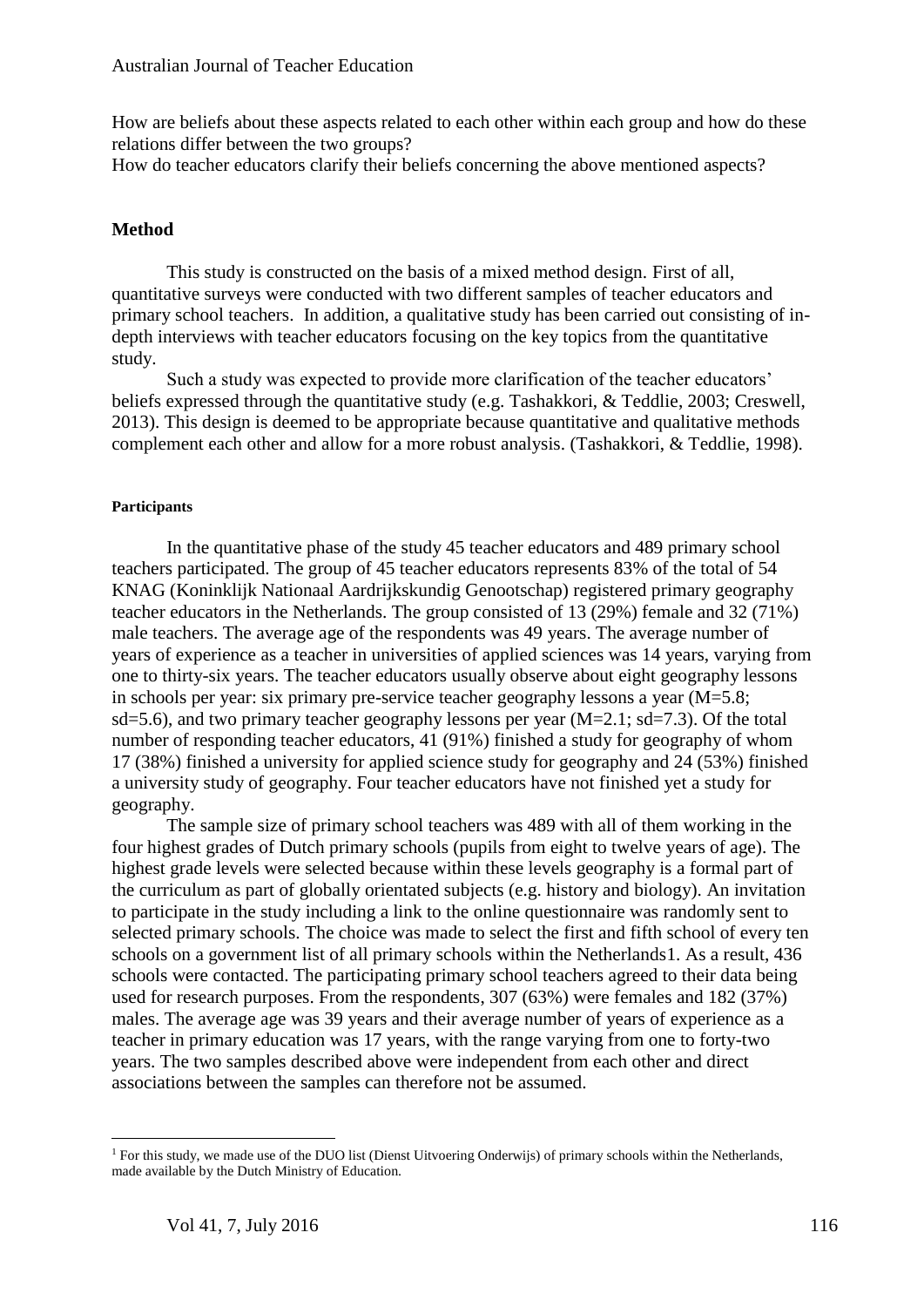How are beliefs about these aspects related to each other within each group and how do these relations differ between the two groups?
How do teacher educators clarify their beliefs concerning the above mentioned aspects?

## Method

This study is constructed on the basis of a mixed method design. First of all, quantitative surveys were conducted with two different samples of teacher educators and primary school teachers. In addition, a qualitative study has been carried out consisting of in-depth interviews with teacher educators focusing on the key topics from the quantitative study.

Such a study was expected to provide more clarification of the teacher educators' beliefs expressed through the quantitative study (e.g. Tashakkori, & Teddlie, 2003; Creswell, 2013). This design is deemed to be appropriate because quantitative and qualitative methods complement each other and allow for a more robust analysis. (Tashakkori, & Teddlie, 1998).

### Participants

In the quantitative phase of the study 45 teacher educators and 489 primary school teachers participated. The group of 45 teacher educators represents 83% of the total of 54 KNAG (Koninklijk Nationaal Aardrijkskundig Genootschap) registered primary geography teacher educators in the Netherlands. The group consisted of 13 (29%) female and 32 (71%) male teachers. The average age of the respondents was 49 years. The average number of years of experience as a teacher in universities of applied sciences was 14 years, varying from one to thirty-six years. The teacher educators usually observe about eight geography lessons in schools per year: six primary pre-service teacher geography lessons a year (M=5.8; sd=5.6), and two primary teacher geography lessons per year (M=2.1; sd=7.3). Of the total number of responding teacher educators, 41 (91%) finished a study for geography of whom 17 (38%) finished a university for applied science study for geography and 24 (53%) finished a university study of geography. Four teacher educators have not finished yet a study for geography.

The sample size of primary school teachers was 489 with all of them working in the four highest grades of Dutch primary schools (pupils from eight to twelve years of age). The highest grade levels were selected because within these levels geography is a formal part of the curriculum as part of globally orientated subjects (e.g. history and biology). An invitation to participate in the study including a link to the online questionnaire was randomly sent to selected primary schools. The choice was made to select the first and fifth school of every ten schools on a government list of all primary schools within the Netherlands[1]. As a result, 436 schools were contacted. The participating primary school teachers agreed to their data being used for research purposes. From the respondents, 307 (63%) were females and 182 (37%) males. The average age was 39 years and their average number of years of experience as a teacher in primary education was 17 years, with the range varying from one to forty-two years. The two samples described above were independent from each other and direct associations between the samples can therefore not be assumed.

---

[1] For this study, we made use of the DUO list (Dienst Uitvoering Onderwijs) of primary schools within the Netherlands, made available by the Dutch Ministry of Education.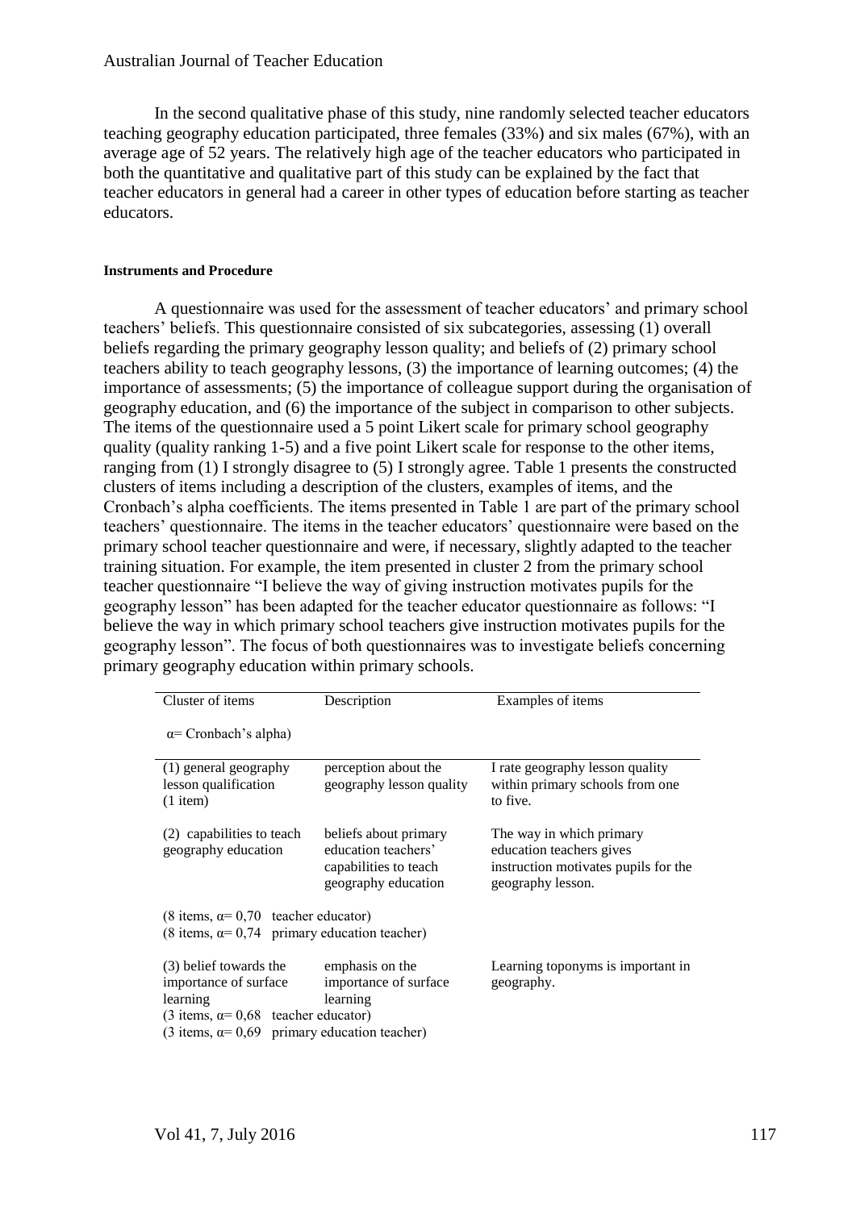In the second qualitative phase of this study, nine randomly selected teacher educators teaching geography education participated, three females (33%) and six males (67%), with an average age of 52 years. The relatively high age of the teacher educators who participated in both the quantitative and qualitative part of this study can be explained by the fact that teacher educators in general had a career in other types of education before starting as teacher educators.

#### Instruments and Procedure

A questionnaire was used for the assessment of teacher educators' and primary school teachers' beliefs. This questionnaire consisted of six subcategories, assessing (1) overall beliefs regarding the primary geography lesson quality; and beliefs of (2) primary school teachers ability to teach geography lessons, (3) the importance of learning outcomes; (4) the importance of assessments; (5) the importance of colleague support during the organisation of geography education, and (6) the importance of the subject in comparison to other subjects. The items of the questionnaire used a 5 point Likert scale for primary school geography quality (quality ranking 1-5) and a five point Likert scale for response to the other items, ranging from (1) I strongly disagree to (5) I strongly agree. Table 1 presents the constructed clusters of items including a description of the clusters, examples of items, and the Cronbach's alpha coefficients. The items presented in Table 1 are part of the primary school teachers' questionnaire. The items in the teacher educators' questionnaire were based on the primary school teacher questionnaire and were, if necessary, slightly adapted to the teacher training situation. For example, the item presented in cluster 2 from the primary school teacher questionnaire "I believe the way of giving instruction motivates pupils for the geography lesson" has been adapted for the teacher educator questionnaire as follows: "I believe the way in which primary school teachers give instruction motivates pupils for the geography lesson". The focus of both questionnaires was to investigate beliefs concerning primary geography education within primary schools.

| Cluster of items<br>α= Cronbach's alpha) | Description | Examples of items |
|---|---|---|
| (1) general geography lesson qualification (1 item) | perception about the geography lesson quality | I rate geography lesson quality within primary schools from one to five. |
| (2) capabilities to teach geography education | beliefs about primary education teachers' capabilities to teach geography education | The way in which primary education teachers gives instruction motivates pupils for the geography lesson. |
| (8 items, α= 0,70 teacher educator)<br>(8 items, α= 0,74 primary education teacher) | | |
| (3) belief towards the importance of surface learning<br>(3 items, α= 0,68 teacher educator)<br>(3 items, α= 0,69 primary education teacher) | emphasis on the importance of surface learning | Learning toponyms is important in geography. |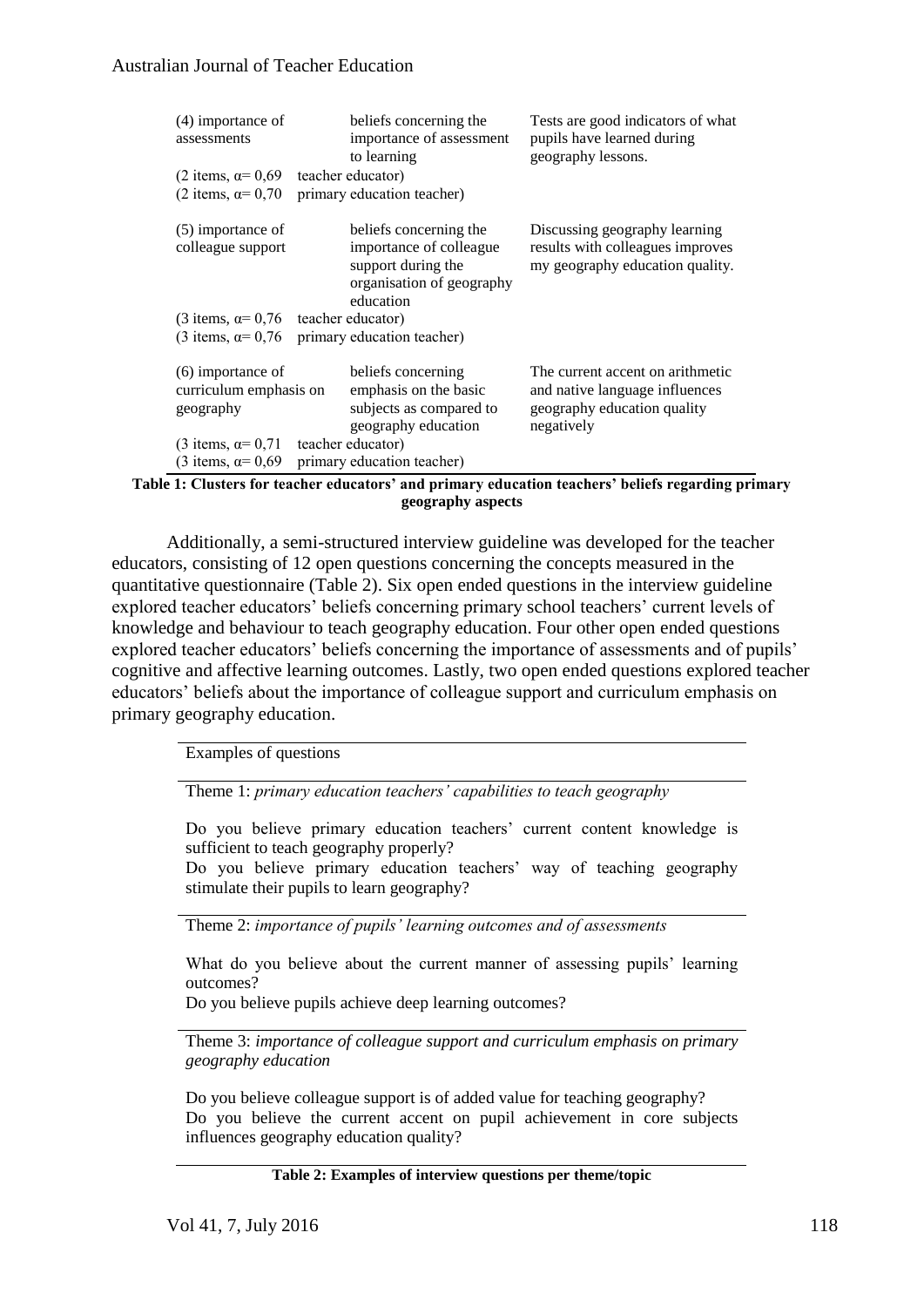| | | |
|---|---|---|
| (4) importance of assessments | beliefs concerning the importance of assessment to learning | Tests are good indicators of what pupils have learned during geography lessons. |
| (2 items, α= 0,69 teacher educator) | | |
| (2 items, α= 0,70 primary education teacher) | | |
| (5) importance of colleague support | beliefs concerning the importance of colleague support during the organisation of geography education | Discussing geography learning results with colleagues improves my geography education quality. |
| (3 items, α= 0,76 teacher educator) | | |
| (3 items, α= 0,76 primary education teacher) | | |
| (6) importance of curriculum emphasis on geography | beliefs concerning emphasis on the basic subjects as compared to geography education | The current accent on arithmetic and native language influences geography education quality negatively |
| (3 items, α= 0,71 teacher educator) | | |
| (3 items, α= 0,69 primary education teacher) | | |

**Table 1: Clusters for teacher educators' and primary education teachers' beliefs regarding primary geography aspects**

Additionally, a semi-structured interview guideline was developed for the teacher educators, consisting of 12 open questions concerning the concepts measured in the quantitative questionnaire (Table 2). Six open ended questions in the interview guideline explored teacher educators' beliefs concerning primary school teachers' current levels of knowledge and behaviour to teach geography education. Four other open ended questions explored teacher educators' beliefs concerning the importance of assessments and of pupils' cognitive and affective learning outcomes. Lastly, two open ended questions explored teacher educators' beliefs about the importance of colleague support and curriculum emphasis on primary geography education.

| Examples of questions |
|---|
| Theme 1: *primary education teachers' capabilities to teach geography* |
| Do you believe primary education teachers' current content knowledge is sufficient to teach geography properly? Do you believe primary education teachers' way of teaching geography stimulate their pupils to learn geography? |
| Theme 2: *importance of pupils' learning outcomes and of assessments* |
| What do you believe about the current manner of assessing pupils' learning outcomes? Do you believe pupils achieve deep learning outcomes? |
| Theme 3: *importance of colleague support and curriculum emphasis on primary geography education* |
| Do you believe colleague support is of added value for teaching geography? Do you believe the current accent on pupil achievement in core subjects influences geography education quality? |

**Table 2: Examples of interview questions per theme/topic**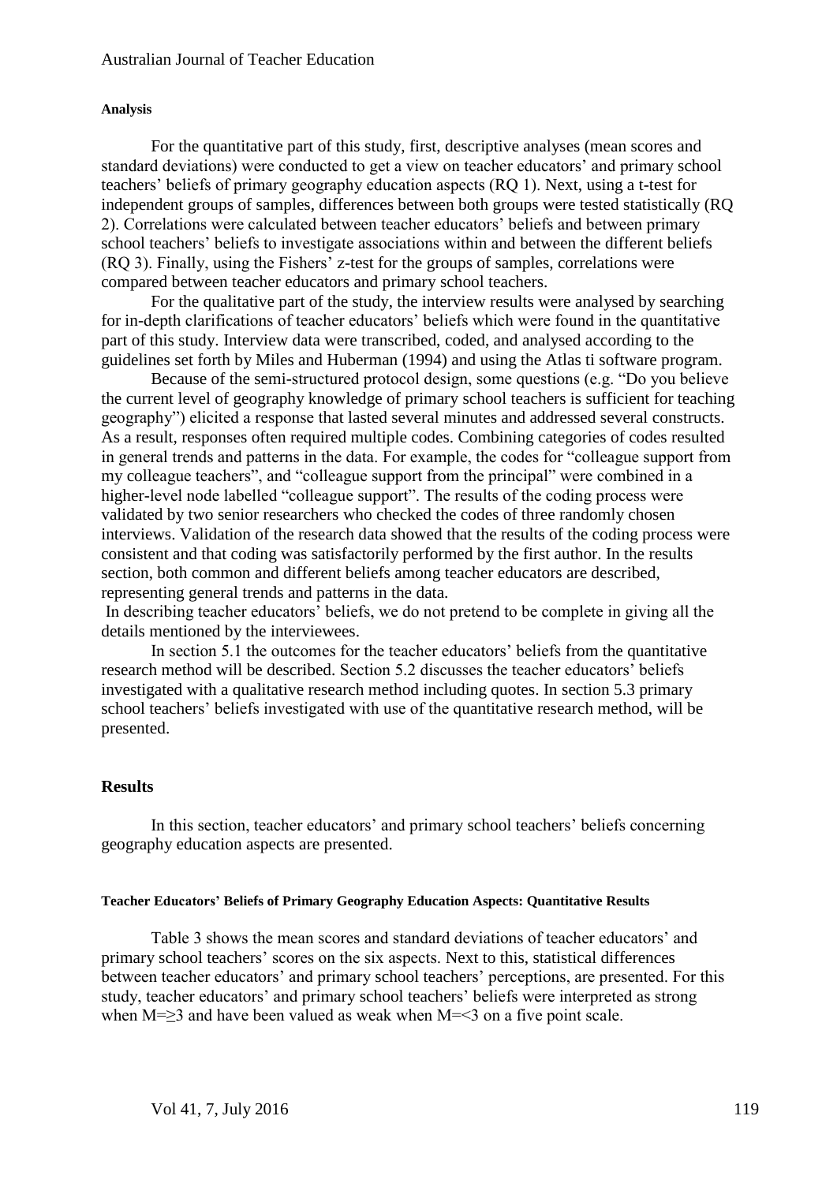#### Analysis

For the quantitative part of this study, first, descriptive analyses (mean scores and standard deviations) were conducted to get a view on teacher educators' and primary school teachers' beliefs of primary geography education aspects (RQ 1). Next, using a t-test for independent groups of samples, differences between both groups were tested statistically (RQ 2). Correlations were calculated between teacher educators' beliefs and between primary school teachers' beliefs to investigate associations within and between the different beliefs (RQ 3). Finally, using the Fishers' z-test for the groups of samples, correlations were compared between teacher educators and primary school teachers.

For the qualitative part of the study, the interview results were analysed by searching for in-depth clarifications of teacher educators' beliefs which were found in the quantitative part of this study. Interview data were transcribed, coded, and analysed according to the guidelines set forth by Miles and Huberman (1994) and using the Atlas ti software program.

Because of the semi-structured protocol design, some questions (e.g. "Do you believe the current level of geography knowledge of primary school teachers is sufficient for teaching geography") elicited a response that lasted several minutes and addressed several constructs. As a result, responses often required multiple codes. Combining categories of codes resulted in general trends and patterns in the data. For example, the codes for "colleague support from my colleague teachers", and "colleague support from the principal" were combined in a higher-level node labelled "colleague support". The results of the coding process were validated by two senior researchers who checked the codes of three randomly chosen interviews. Validation of the research data showed that the results of the coding process were consistent and that coding was satisfactorily performed by the first author. In the results section, both common and different beliefs among teacher educators are described, representing general trends and patterns in the data.

In describing teacher educators' beliefs, we do not pretend to be complete in giving all the details mentioned by the interviewees.

In section 5.1 the outcomes for the teacher educators' beliefs from the quantitative research method will be described. Section 5.2 discusses the teacher educators' beliefs investigated with a qualitative research method including quotes. In section 5.3 primary school teachers' beliefs investigated with use of the quantitative research method, will be presented.

## Results

In this section, teacher educators' and primary school teachers' beliefs concerning geography education aspects are presented.

#### Teacher Educators' Beliefs of Primary Geography Education Aspects: Quantitative Results

Table 3 shows the mean scores and standard deviations of teacher educators' and primary school teachers' scores on the six aspects. Next to this, statistical differences between teacher educators' and primary school teachers' perceptions, are presented. For this study, teacher educators' and primary school teachers' beliefs were interpreted as strong when $M = \geq 3$ and have been valued as weak when $M = < 3$ on a five point scale.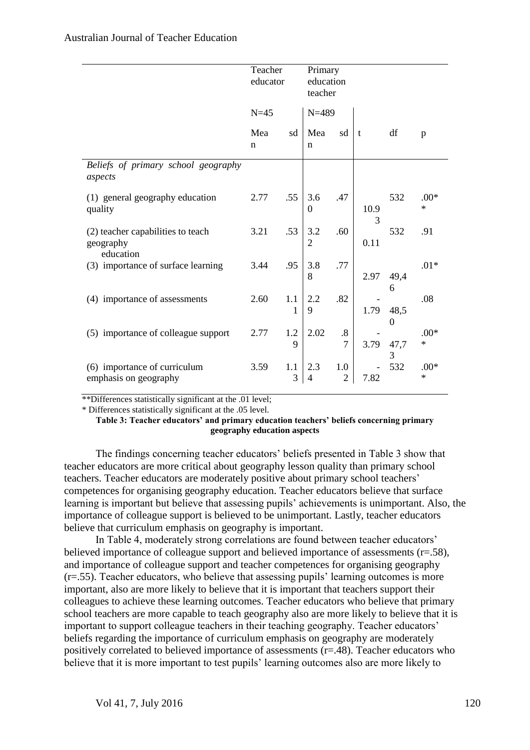| | Teacher educator | | Primary education teacher | | | | |
|---|---|---|---|---|---|---|---|
| | N=45 | | N=489 | | | | |
| | Mean | sd | Mean | sd | t | df | p |
| *Beliefs of primary school geography aspects* | | | | | | | |
| (1) general geography education quality | 2.77 | .55 | 3.60 | .47 | 10.93 | 532 | .00** |
| (2) teacher capabilities to teach geography education | 3.21 | .53 | 3.22 | .60 | 0.11 | 532 | .91 |
| (3) importance of surface learning | 3.44 | .95 | 3.88 | .77 | 2.97 | 49,46 | .01* |
| (4) importance of assessments | 2.60 | 1.11 | 2.29 | .82 | -1.79 | 48,50 | .08 |
| (5) importance of colleague support | 2.77 | 1.29 | 2.02 | .87 | -3.79 | 47,73 | .00** |
| (6) importance of curriculum emphasis on geography | 3.59 | 1.13 | 2.34 | 1.02 | -7.82 | 532 | .00** |

**Differences statistically significant at the .01 level;
* Differences statistically significant at the .05 level.

**Table 3: Teacher educators' and primary education teachers' beliefs concerning primary geography education aspects**

The findings concerning teacher educators' beliefs presented in Table 3 show that teacher educators are more critical about geography lesson quality than primary school teachers. Teacher educators are moderately positive about primary school teachers' competences for organising geography education. Teacher educators believe that surface learning is important but believe that assessing pupils' achievements is unimportant. Also, the importance of colleague support is believed to be unimportant. Lastly, teacher educators believe that curriculum emphasis on geography is important.

In Table 4, moderately strong correlations are found between teacher educators' believed importance of colleague support and believed importance of assessments (r=.58), and importance of colleague support and teacher competences for organising geography (r=.55). Teacher educators, who believe that assessing pupils' learning outcomes is more important, also are more likely to believe that it is important that teachers support their colleagues to achieve these learning outcomes. Teacher educators who believe that primary school teachers are more capable to teach geography also are more likely to believe that it is important to support colleague teachers in their teaching geography. Teacher educators' beliefs regarding the importance of curriculum emphasis on geography are moderately positively correlated to believed importance of assessments (r=.48). Teacher educators who believe that it is more important to test pupils' learning outcomes also are more likely to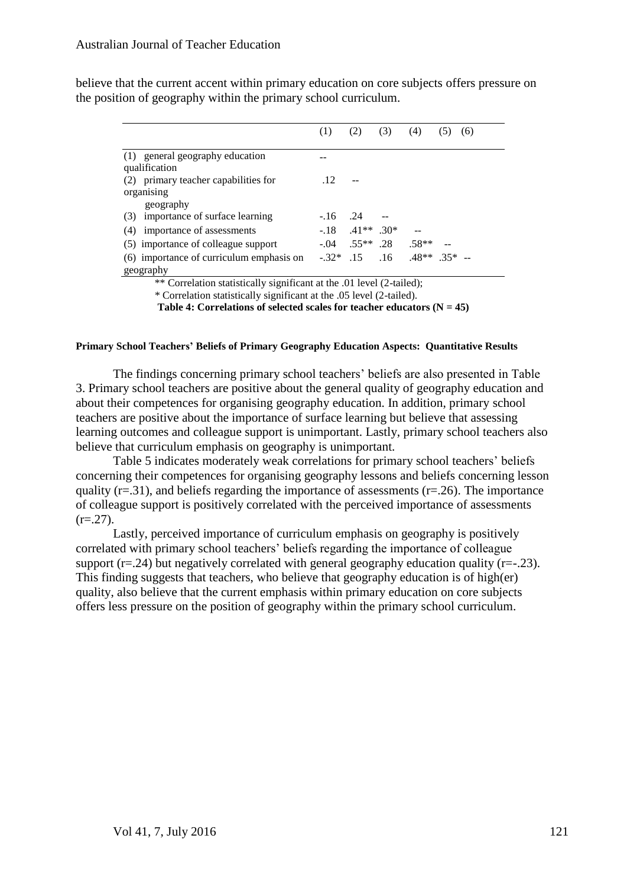believe that the current accent within primary education on core subjects offers pressure on the position of geography within the primary school curriculum.

| | (1) | (2) | (3) | (4) | (5) | (6) |
|---|---|---|---|---|---|---|
| (1) general geography education qualification | -- | | | | | |
| (2) primary teacher capabilities for organising geography | .12 | -- | | | | |
| (3) importance of surface learning | -.16 | .24 | -- | | | |
| (4) importance of assessments | -.18 | .41** | .30* | -- | | |
| (5) importance of colleague support | -.04 | .55** | .28 | .58** | -- | |
| (6) importance of curriculum emphasis on geography | -.32* | .15 | .16 | .48** | .35* | -- |

** Correlation statistically significant at the .01 level (2-tailed);
* Correlation statistically significant at the .05 level (2-tailed).

**Table 4: Correlations of selected scales for teacher educators (N = 45)**

#### Primary School Teachers' Beliefs of Primary Geography Education Aspects: Quantitative Results

The findings concerning primary school teachers' beliefs are also presented in Table 3. Primary school teachers are positive about the general quality of geography education and about their competences for organising geography education. In addition, primary school teachers are positive about the importance of surface learning but believe that assessing learning outcomes and colleague support is unimportant. Lastly, primary school teachers also believe that curriculum emphasis on geography is unimportant.

Table 5 indicates moderately weak correlations for primary school teachers' beliefs concerning their competences for organising geography lessons and beliefs concerning lesson quality (r=.31), and beliefs regarding the importance of assessments (r=.26). The importance of colleague support is positively correlated with the perceived importance of assessments (r=.27).

Lastly, perceived importance of curriculum emphasis on geography is positively correlated with primary school teachers' beliefs regarding the importance of colleague support (r=.24) but negatively correlated with general geography education quality (r=-.23). This finding suggests that teachers, who believe that geography education is of high(er) quality, also believe that the current emphasis within primary education on core subjects offers less pressure on the position of geography within the primary school curriculum.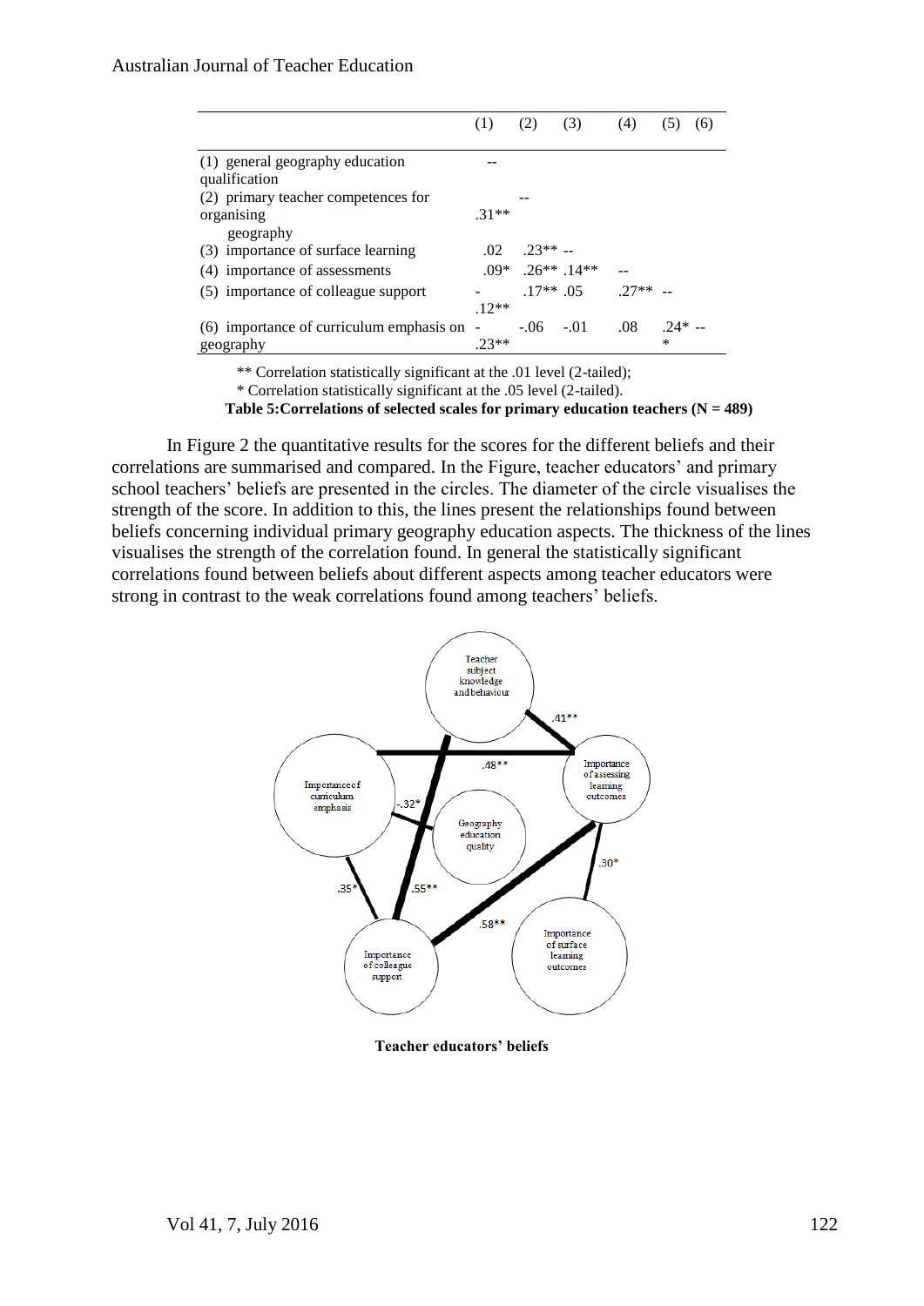| | (1) | (2) | (3) | (4) | (5) | (6) |
|---|---|---|---|---|---|---|
| (1) general geography education qualification | -- | | | | | |
| (2) primary teacher competences for organising geography | .31** | -- | | | | |
| (3) importance of surface learning | .02 | .23** | -- | | | |
| (4) importance of assessments | .09* | .26** | .14** | -- | | |
| (5) importance of colleague support | -.12** | .17** | .05 | .27** | -- | |
| (6) importance of curriculum emphasis on geography | -.23** | -.06 | -.01 | .08 | .24** | -- |

** Correlation statistically significant at the .01 level (2-tailed);

* Correlation statistically significant at the .05 level (2-tailed).

**Table 5: Correlations of selected scales for primary education teachers (N = 489)**

In Figure 2 the quantitative results for the scores for the different beliefs and their correlations are summarised and compared. In the Figure, teacher educators' and primary school teachers' beliefs are presented in the circles. The diameter of the circle visualises the strength of the score. In addition to this, the lines present the relationships found between beliefs concerning individual primary geography education aspects. The thickness of the lines visualises the strength of the correlation found. In general the statistically significant correlations found between beliefs about different aspects among teacher educators were strong in contrast to the weak correlations found among teachers' beliefs.

**Teacher educators' beliefs**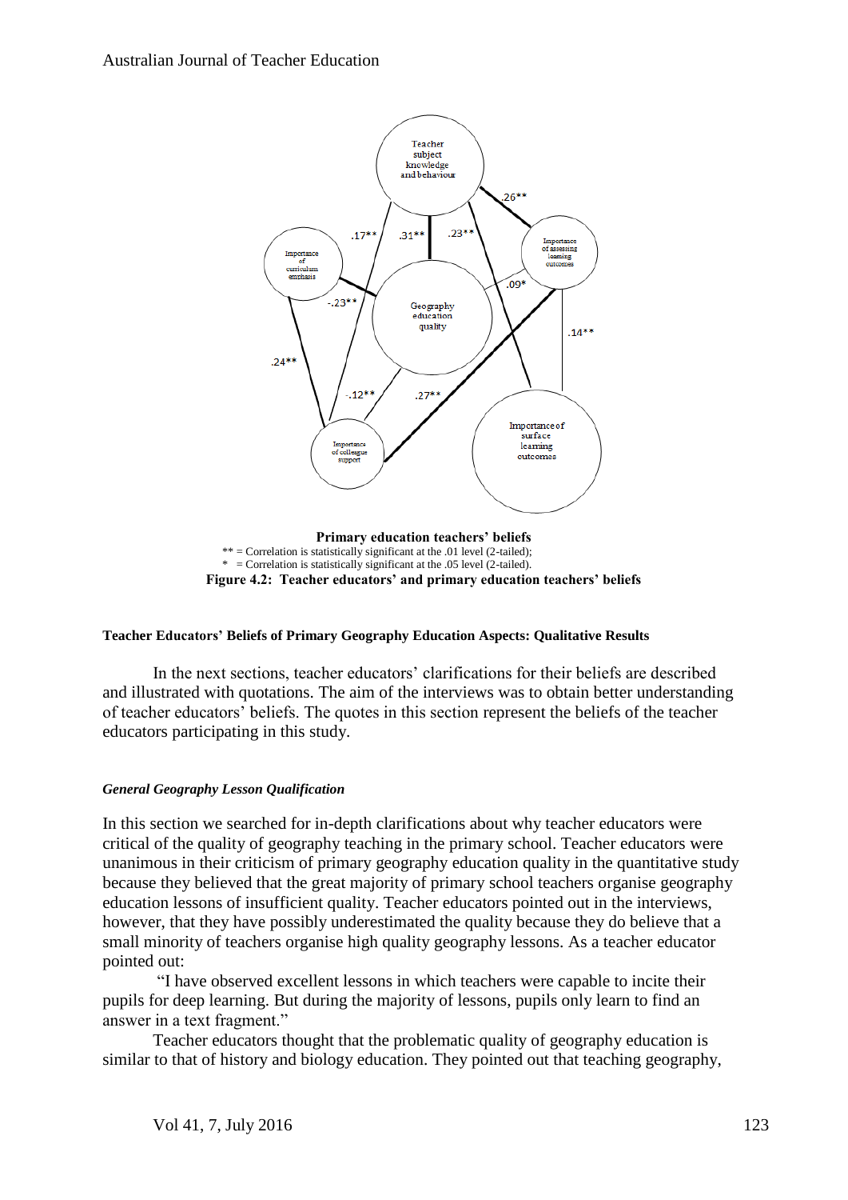Primary education teachers' beliefs

** = Correlation is statistically significant at the .01 level (2-tailed);
* = Correlation is statistically significant at the .05 level (2-tailed).

**Figure 4.2: Teacher educators' and primary education teachers' beliefs**

#### Teacher Educators' Beliefs of Primary Geography Education Aspects: Qualitative Results

In the next sections, teacher educators' clarifications for their beliefs are described and illustrated with quotations. The aim of the interviews was to obtain better understanding of teacher educators' beliefs. The quotes in this section represent the beliefs of the teacher educators participating in this study.

##### *General Geography Lesson Qualification*

In this section we searched for in-depth clarifications about why teacher educators were critical of the quality of geography teaching in the primary school. Teacher educators were unanimous in their criticism of primary geography education quality in the quantitative study because they believed that the great majority of primary school teachers organise geography education lessons of insufficient quality. Teacher educators pointed out in the interviews, however, that they have possibly underestimated the quality because they do believe that a small minority of teachers organise high quality geography lessons. As a teacher educator pointed out:

"I have observed excellent lessons in which teachers were capable to incite their pupils for deep learning. But during the majority of lessons, pupils only learn to find an answer in a text fragment."

Teacher educators thought that the problematic quality of geography education is similar to that of history and biology education. They pointed out that teaching geography,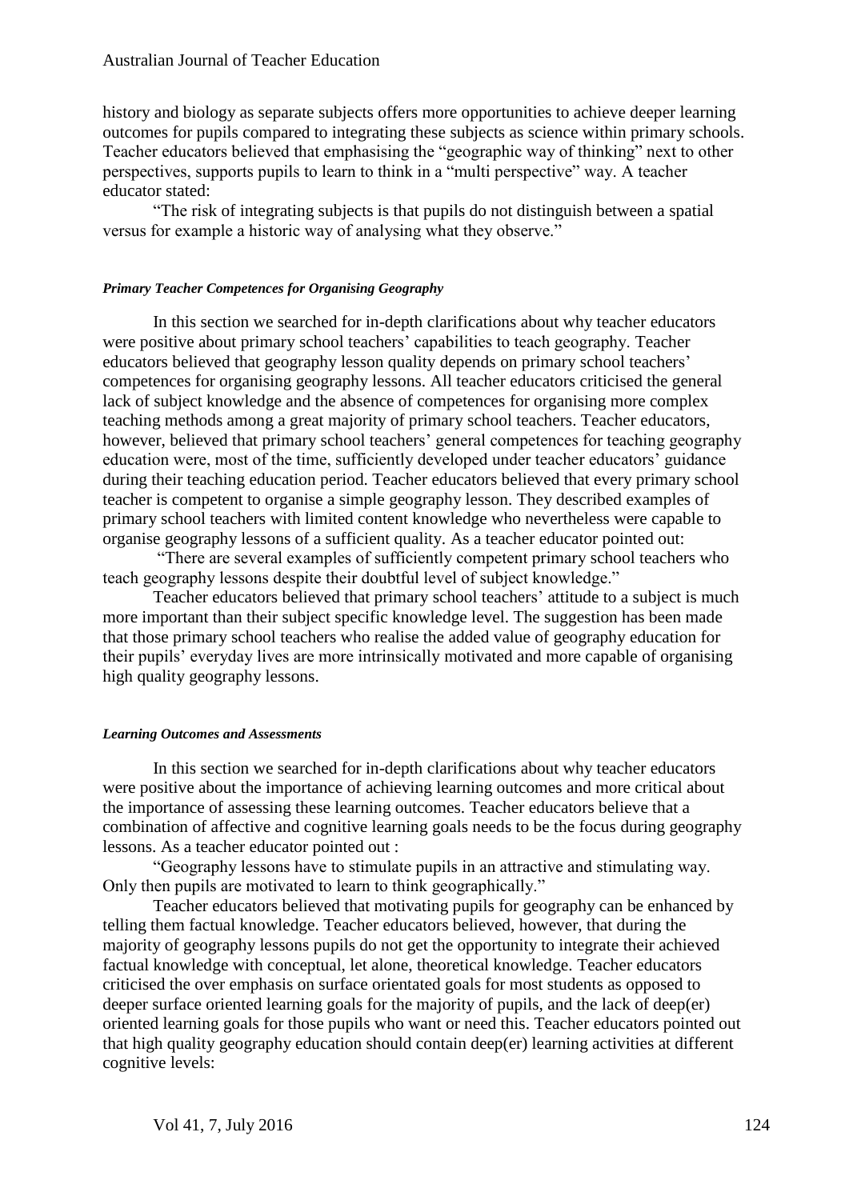history and biology as separate subjects offers more opportunities to achieve deeper learning outcomes for pupils compared to integrating these subjects as science within primary schools. Teacher educators believed that emphasising the "geographic way of thinking" next to other perspectives, supports pupils to learn to think in a "multi perspective" way. A teacher educator stated:

"The risk of integrating subjects is that pupils do not distinguish between a spatial versus for example a historic way of analysing what they observe."

#### *Primary Teacher Competences for Organising Geography*

In this section we searched for in-depth clarifications about why teacher educators were positive about primary school teachers' capabilities to teach geography. Teacher educators believed that geography lesson quality depends on primary school teachers' competences for organising geography lessons. All teacher educators criticised the general lack of subject knowledge and the absence of competences for organising more complex teaching methods among a great majority of primary school teachers. Teacher educators, however, believed that primary school teachers' general competences for teaching geography education were, most of the time, sufficiently developed under teacher educators' guidance during their teaching education period. Teacher educators believed that every primary school teacher is competent to organise a simple geography lesson. They described examples of primary school teachers with limited content knowledge who nevertheless were capable to organise geography lessons of a sufficient quality. As a teacher educator pointed out:

"There are several examples of sufficiently competent primary school teachers who teach geography lessons despite their doubtful level of subject knowledge."

Teacher educators believed that primary school teachers' attitude to a subject is much more important than their subject specific knowledge level. The suggestion has been made that those primary school teachers who realise the added value of geography education for their pupils' everyday lives are more intrinsically motivated and more capable of organising high quality geography lessons.

#### *Learning Outcomes and Assessments*

In this section we searched for in-depth clarifications about why teacher educators were positive about the importance of achieving learning outcomes and more critical about the importance of assessing these learning outcomes. Teacher educators believe that a combination of affective and cognitive learning goals needs to be the focus during geography lessons. As a teacher educator pointed out :

"Geography lessons have to stimulate pupils in an attractive and stimulating way. Only then pupils are motivated to learn to think geographically."

Teacher educators believed that motivating pupils for geography can be enhanced by telling them factual knowledge. Teacher educators believed, however, that during the majority of geography lessons pupils do not get the opportunity to integrate their achieved factual knowledge with conceptual, let alone, theoretical knowledge. Teacher educators criticised the over emphasis on surface orientated goals for most students as opposed to deeper surface oriented learning goals for the majority of pupils, and the lack of deep(er) oriented learning goals for those pupils who want or need this. Teacher educators pointed out that high quality geography education should contain deep(er) learning activities at different cognitive levels: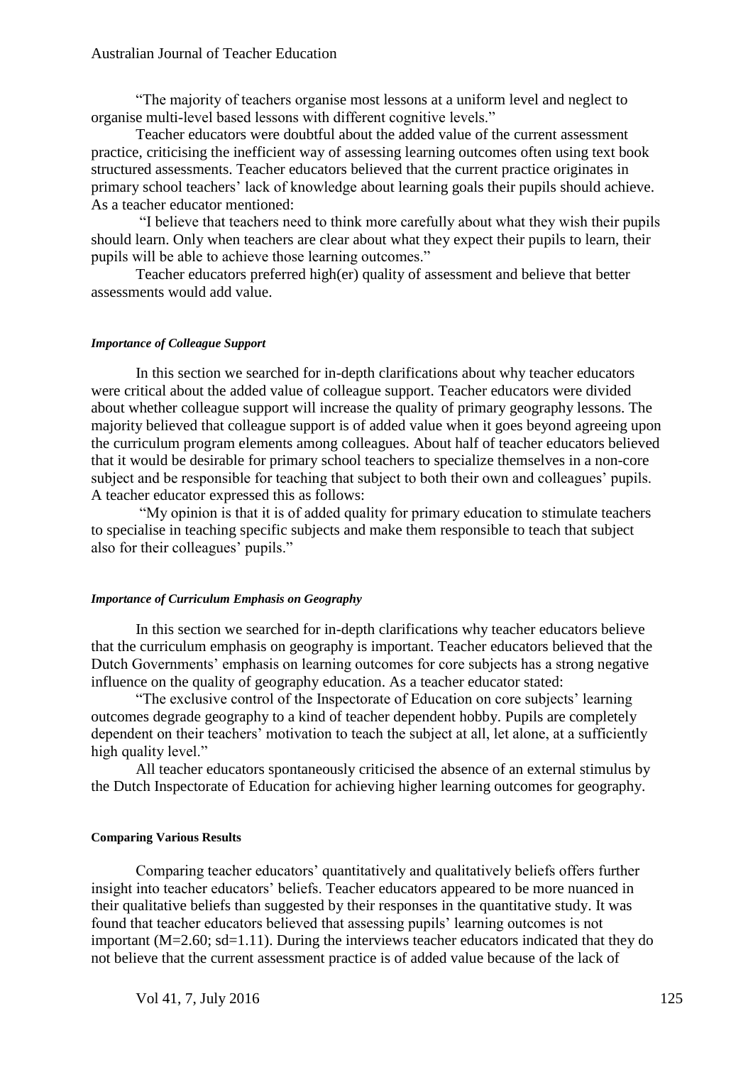"The majority of teachers organise most lessons at a uniform level and neglect to organise multi-level based lessons with different cognitive levels."

Teacher educators were doubtful about the added value of the current assessment practice, criticising the inefficient way of assessing learning outcomes often using text book structured assessments. Teacher educators believed that the current practice originates in primary school teachers' lack of knowledge about learning goals their pupils should achieve. As a teacher educator mentioned:

"I believe that teachers need to think more carefully about what they wish their pupils should learn. Only when teachers are clear about what they expect their pupils to learn, their pupils will be able to achieve those learning outcomes."

Teacher educators preferred high(er) quality of assessment and believe that better assessments would add value.

#### *Importance of Colleague Support*

In this section we searched for in-depth clarifications about why teacher educators were critical about the added value of colleague support. Teacher educators were divided about whether colleague support will increase the quality of primary geography lessons. The majority believed that colleague support is of added value when it goes beyond agreeing upon the curriculum program elements among colleagues. About half of teacher educators believed that it would be desirable for primary school teachers to specialize themselves in a non-core subject and be responsible for teaching that subject to both their own and colleagues' pupils. A teacher educator expressed this as follows:

"My opinion is that it is of added quality for primary education to stimulate teachers to specialise in teaching specific subjects and make them responsible to teach that subject also for their colleagues' pupils."

#### *Importance of Curriculum Emphasis on Geography*

In this section we searched for in-depth clarifications why teacher educators believe that the curriculum emphasis on geography is important. Teacher educators believed that the Dutch Governments' emphasis on learning outcomes for core subjects has a strong negative influence on the quality of geography education. As a teacher educator stated:

"The exclusive control of the Inspectorate of Education on core subjects' learning outcomes degrade geography to a kind of teacher dependent hobby. Pupils are completely dependent on their teachers' motivation to teach the subject at all, let alone, at a sufficiently high quality level."

All teacher educators spontaneously criticised the absence of an external stimulus by the Dutch Inspectorate of Education for achieving higher learning outcomes for geography.

### Comparing Various Results

Comparing teacher educators' quantitatively and qualitatively beliefs offers further insight into teacher educators' beliefs. Teacher educators appeared to be more nuanced in their qualitative beliefs than suggested by their responses in the quantitative study. It was found that teacher educators believed that assessing pupils' learning outcomes is not important ($M=2.60$; $sd=1.11$). During the interviews teacher educators indicated that they do not believe that the current assessment practice is of added value because of the lack of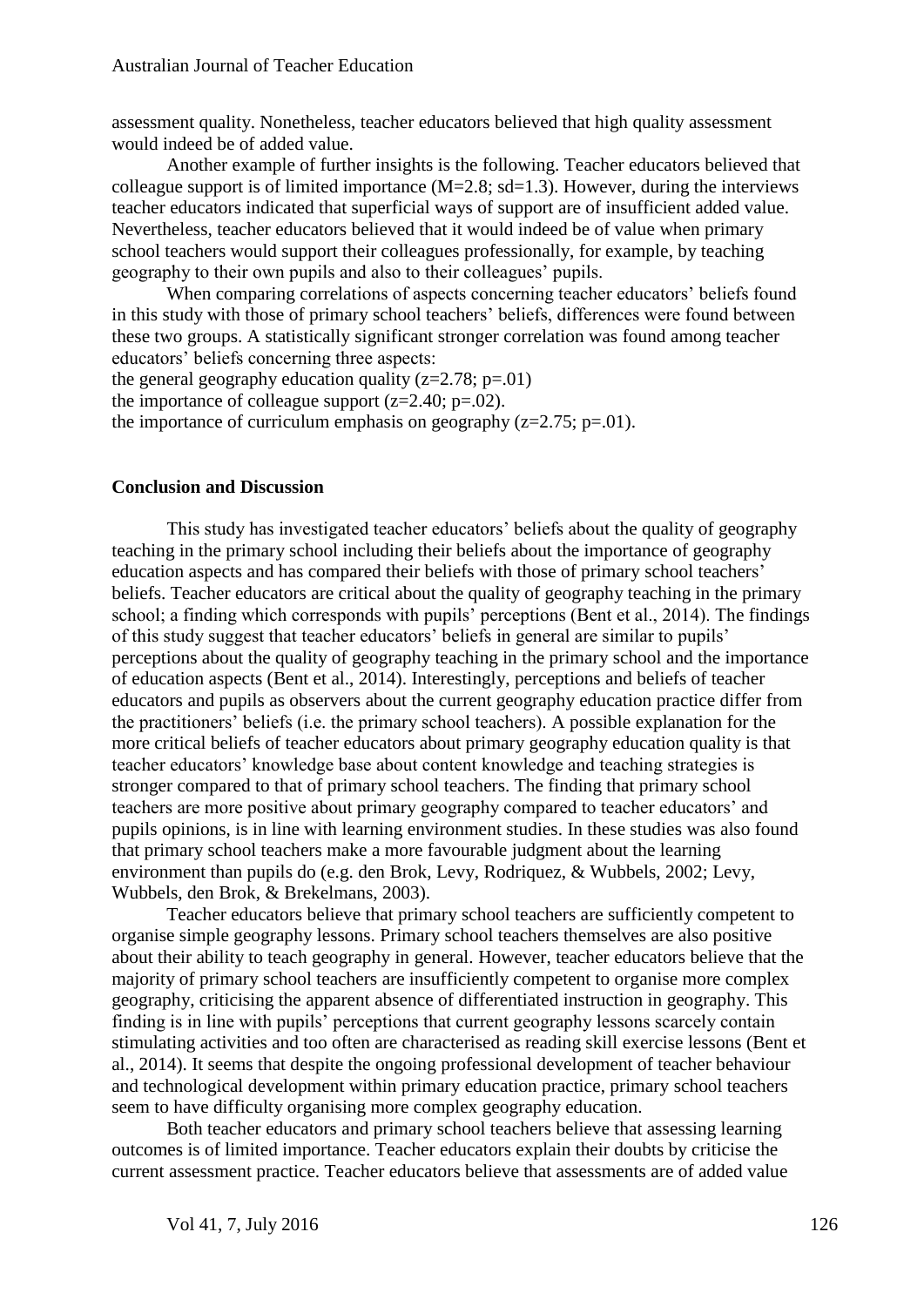assessment quality. Nonetheless, teacher educators believed that high quality assessment would indeed be of added value.

Another example of further insights is the following. Teacher educators believed that colleague support is of limited importance ($M=2.8$; $sd=1.3$). However, during the interviews teacher educators indicated that superficial ways of support are of insufficient added value. Nevertheless, teacher educators believed that it would indeed be of value when primary school teachers would support their colleagues professionally, for example, by teaching geography to their own pupils and also to their colleagues' pupils.

When comparing correlations of aspects concerning teacher educators' beliefs found in this study with those of primary school teachers' beliefs, differences were found between these two groups. A statistically significant stronger correlation was found among teacher educators' beliefs concerning three aspects:

the general geography education quality ($z=2.78$; $p=.01$)

the importance of colleague support ($z=2.40$; $p=.02$).

the importance of curriculum emphasis on geography ($z=2.75$; $p=.01$).

## Conclusion and Discussion

This study has investigated teacher educators' beliefs about the quality of geography teaching in the primary school including their beliefs about the importance of geography education aspects and has compared their beliefs with those of primary school teachers' beliefs. Teacher educators are critical about the quality of geography teaching in the primary school; a finding which corresponds with pupils' perceptions (Bent et al., 2014). The findings of this study suggest that teacher educators' beliefs in general are similar to pupils' perceptions about the quality of geography teaching in the primary school and the importance of education aspects (Bent et al., 2014). Interestingly, perceptions and beliefs of teacher educators and pupils as observers about the current geography education practice differ from the practitioners' beliefs (i.e. the primary school teachers). A possible explanation for the more critical beliefs of teacher educators about primary geography education quality is that teacher educators' knowledge base about content knowledge and teaching strategies is stronger compared to that of primary school teachers. The finding that primary school teachers are more positive about primary geography compared to teacher educators' and pupils opinions, is in line with learning environment studies. In these studies was also found that primary school teachers make a more favourable judgment about the learning environment than pupils do (e.g. den Brok, Levy, Rodriquez, & Wubbels, 2002; Levy, Wubbels, den Brok, & Brekelmans, 2003).

Teacher educators believe that primary school teachers are sufficiently competent to organise simple geography lessons. Primary school teachers themselves are also positive about their ability to teach geography in general. However, teacher educators believe that the majority of primary school teachers are insufficiently competent to organise more complex geography, criticising the apparent absence of differentiated instruction in geography. This finding is in line with pupils' perceptions that current geography lessons scarcely contain stimulating activities and too often are characterised as reading skill exercise lessons (Bent et al., 2014). It seems that despite the ongoing professional development of teacher behaviour and technological development within primary education practice, primary school teachers seem to have difficulty organising more complex geography education.

Both teacher educators and primary school teachers believe that assessing learning outcomes is of limited importance. Teacher educators explain their doubts by criticise the current assessment practice. Teacher educators believe that assessments are of added value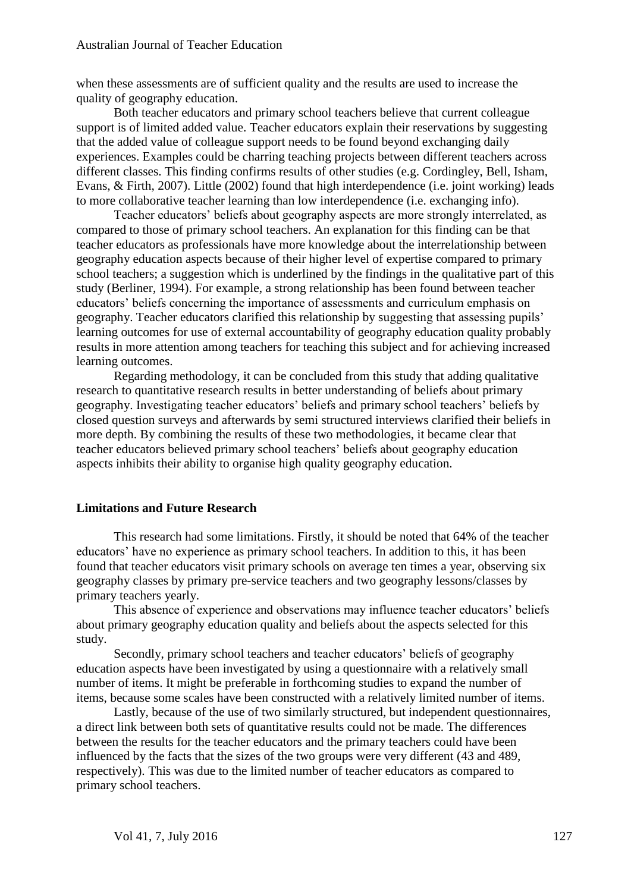when these assessments are of sufficient quality and the results are used to increase the quality of geography education.

Both teacher educators and primary school teachers believe that current colleague support is of limited added value. Teacher educators explain their reservations by suggesting that the added value of colleague support needs to be found beyond exchanging daily experiences. Examples could be charring teaching projects between different teachers across different classes. This finding confirms results of other studies (e.g. Cordingley, Bell, Isham, Evans, & Firth, 2007). Little (2002) found that high interdependence (i.e. joint working) leads to more collaborative teacher learning than low interdependence (i.e. exchanging info).

Teacher educators' beliefs about geography aspects are more strongly interrelated, as compared to those of primary school teachers. An explanation for this finding can be that teacher educators as professionals have more knowledge about the interrelationship between geography education aspects because of their higher level of expertise compared to primary school teachers; a suggestion which is underlined by the findings in the qualitative part of this study (Berliner, 1994). For example, a strong relationship has been found between teacher educators' beliefs concerning the importance of assessments and curriculum emphasis on geography. Teacher educators clarified this relationship by suggesting that assessing pupils' learning outcomes for use of external accountability of geography education quality probably results in more attention among teachers for teaching this subject and for achieving increased learning outcomes.

Regarding methodology, it can be concluded from this study that adding qualitative research to quantitative research results in better understanding of beliefs about primary geography. Investigating teacher educators' beliefs and primary school teachers' beliefs by closed question surveys and afterwards by semi structured interviews clarified their beliefs in more depth. By combining the results of these two methodologies, it became clear that teacher educators believed primary school teachers' beliefs about geography education aspects inhibits their ability to organise high quality geography education.

## Limitations and Future Research

This research had some limitations. Firstly, it should be noted that 64% of the teacher educators' have no experience as primary school teachers. In addition to this, it has been found that teacher educators visit primary schools on average ten times a year, observing six geography classes by primary pre-service teachers and two geography lessons/classes by primary teachers yearly.

This absence of experience and observations may influence teacher educators' beliefs about primary geography education quality and beliefs about the aspects selected for this study.

Secondly, primary school teachers and teacher educators' beliefs of geography education aspects have been investigated by using a questionnaire with a relatively small number of items. It might be preferable in forthcoming studies to expand the number of items, because some scales have been constructed with a relatively limited number of items.

Lastly, because of the use of two similarly structured, but independent questionnaires, a direct link between both sets of quantitative results could not be made. The differences between the results for the teacher educators and the primary teachers could have been influenced by the facts that the sizes of the two groups were very different (43 and 489, respectively). This was due to the limited number of teacher educators as compared to primary school teachers.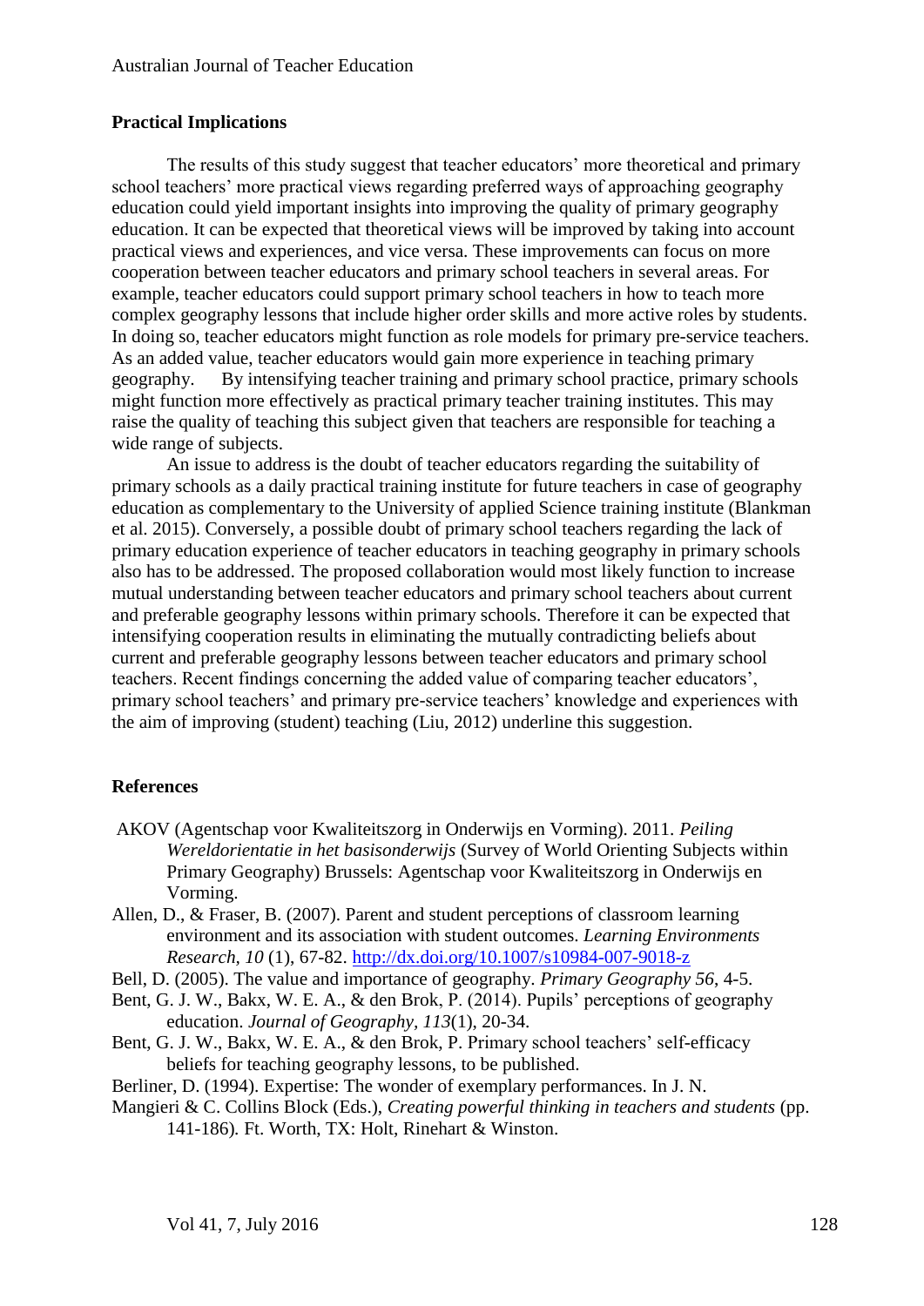## Practical Implications

The results of this study suggest that teacher educators' more theoretical and primary school teachers' more practical views regarding preferred ways of approaching geography education could yield important insights into improving the quality of primary geography education. It can be expected that theoretical views will be improved by taking into account practical views and experiences, and vice versa. These improvements can focus on more cooperation between teacher educators and primary school teachers in several areas. For example, teacher educators could support primary school teachers in how to teach more complex geography lessons that include higher order skills and more active roles by students. In doing so, teacher educators might function as role models for primary pre-service teachers. As an added value, teacher educators would gain more experience in teaching primary geography. By intensifying teacher training and primary school practice, primary schools might function more effectively as practical primary teacher training institutes. This may raise the quality of teaching this subject given that teachers are responsible for teaching a wide range of subjects.

An issue to address is the doubt of teacher educators regarding the suitability of primary schools as a daily practical training institute for future teachers in case of geography education as complementary to the University of applied Science training institute (Blankman et al. 2015). Conversely, a possible doubt of primary school teachers regarding the lack of primary education experience of teacher educators in teaching geography in primary schools also has to be addressed. The proposed collaboration would most likely function to increase mutual understanding between teacher educators and primary school teachers about current and preferable geography lessons within primary schools. Therefore it can be expected that intensifying cooperation results in eliminating the mutually contradicting beliefs about current and preferable geography lessons between teacher educators and primary school teachers. Recent findings concerning the added value of comparing teacher educators', primary school teachers' and primary pre-service teachers' knowledge and experiences with the aim of improving (student) teaching (Liu, 2012) underline this suggestion.

## References

AKOV (Agentschap voor Kwaliteitszorg in Onderwijs en Vorming). 2011. *Peiling Wereldorientatie in het basisonderwijs* (Survey of World Orienting Subjects within Primary Geography) Brussels: Agentschap voor Kwaliteitszorg in Onderwijs en Vorming.

Allen, D., & Fraser, B. (2007). Parent and student perceptions of classroom learning environment and its association with student outcomes. *Learning Environments Research, 10* (1), 67-82. http://dx.doi.org/10.1007/s10984-007-9018-z

Bell, D. (2005). The value and importance of geography. *Primary Geography 56*, 4-5.

Bent, G. J. W., Bakx, W. E. A., & den Brok, P. (2014). Pupils' perceptions of geography education. *Journal of Geography, 113*(1), 20-34.

Bent, G. J. W., Bakx, W. E. A., & den Brok, P. Primary school teachers' self-efficacy beliefs for teaching geography lessons, to be published.

Berliner, D. (1994). Expertise: The wonder of exemplary performances. In J. N. Mangieri & C. Collins Block (Eds.), *Creating powerful thinking in teachers and students* (pp. 141-186)*.* Ft. Worth, TX: Holt, Rinehart & Winston.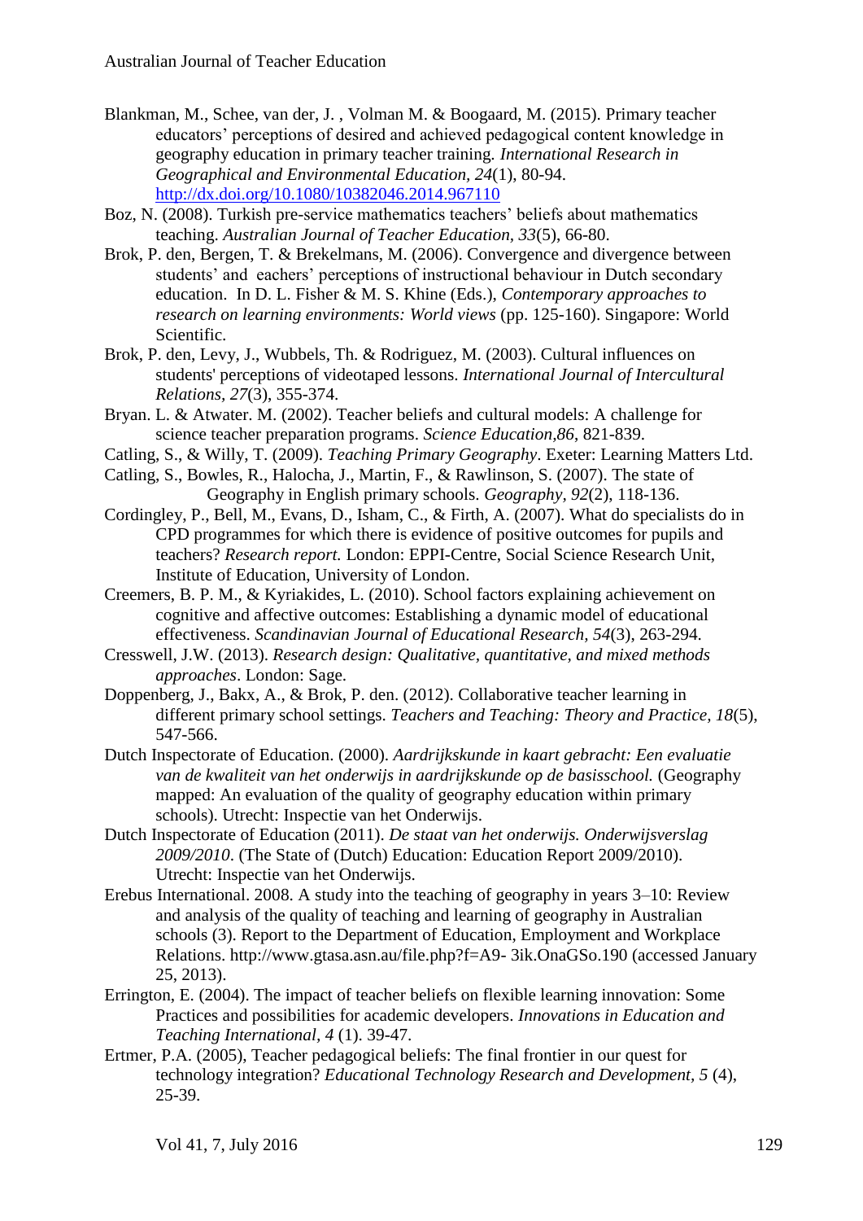Blankman, M., Schee, van der, J. , Volman M. & Boogaard, M. (2015). Primary teacher educators' perceptions of desired and achieved pedagogical content knowledge in geography education in primary teacher training. *International Research in Geographical and Environmental Education, 24*(1), 80-94. http://dx.doi.org/10.1080/10382046.2014.967110

Boz, N. (2008). Turkish pre-service mathematics teachers' beliefs about mathematics teaching. *Australian Journal of Teacher Education, 33*(5), 66-80.

Brok, P. den, Bergen, T. & Brekelmans, M. (2006). Convergence and divergence between students' and eachers' perceptions of instructional behaviour in Dutch secondary education. In D. L. Fisher & M. S. Khine (Eds.), *Contemporary approaches to research on learning environments: World views* (pp. 125-160). Singapore: World Scientific.

Brok, P. den, Levy, J., Wubbels, Th. & Rodriguez, M. (2003). Cultural influences on students' perceptions of videotaped lessons. *International Journal of Intercultural Relations, 27*(3), 355-374.

Bryan. L. & Atwater. M. (2002). Teacher beliefs and cultural models: A challenge for science teacher preparation programs. *Science Education,86*, 821-839.

Catling, S., & Willy, T. (2009). *Teaching Primary Geography*. Exeter: Learning Matters Ltd.

Catling, S., Bowles, R., Halocha, J., Martin, F., & Rawlinson, S. (2007). The state of Geography in English primary schools. *Geography, 92*(2), 118-136.

Cordingley, P., Bell, M., Evans, D., Isham, C., & Firth, A. (2007). What do specialists do in CPD programmes for which there is evidence of positive outcomes for pupils and teachers? *Research report.* London: EPPI-Centre, Social Science Research Unit, Institute of Education, University of London.

Creemers, B. P. M., & Kyriakides, L. (2010). School factors explaining achievement on cognitive and affective outcomes: Establishing a dynamic model of educational effectiveness. *Scandinavian Journal of Educational Research, 54*(3), 263-294.

Cresswell, J.W. (2013). *Research design: Qualitative, quantitative, and mixed methods approaches*. London: Sage.

Doppenberg, J., Bakx, A., & Brok, P. den. (2012). Collaborative teacher learning in different primary school settings. *Teachers and Teaching: Theory and Practice, 18*(5), 547-566.

Dutch Inspectorate of Education. (2000). *Aardrijkskunde in kaart gebracht: Een evaluatie van de kwaliteit van het onderwijs in aardrijkskunde op de basisschool.* (Geography mapped: An evaluation of the quality of geography education within primary schools). Utrecht: Inspectie van het Onderwijs.

Dutch Inspectorate of Education (2011). *De staat van het onderwijs. Onderwijsverslag 2009/2010*. (The State of (Dutch) Education: Education Report 2009/2010). Utrecht: Inspectie van het Onderwijs.

Erebus International. 2008. A study into the teaching of geography in years 3–10: Review and analysis of the quality of teaching and learning of geography in Australian schools (3). Report to the Department of Education, Employment and Workplace Relations. http://www.gtasa.asn.au/file.php?f=A9- 3ik.OnaGSo.190 (accessed January 25, 2013).

Errington, E. (2004). The impact of teacher beliefs on flexible learning innovation: Some Practices and possibilities for academic developers. *Innovations in Education and Teaching International, 4* (1). 39-47.

Ertmer, P.A. (2005), Teacher pedagogical beliefs: The final frontier in our quest for technology integration? *Educational Technology Research and Development, 5* (4), 25-39.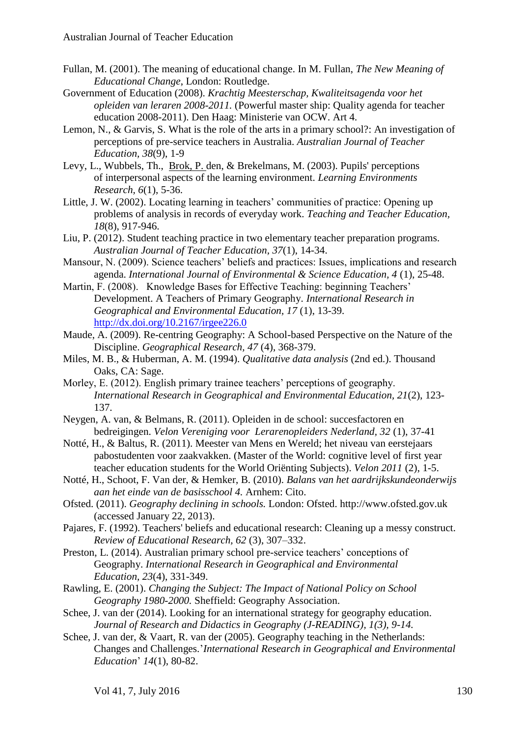Fullan, M. (2001). The meaning of educational change. In M. Fullan, *The New Meaning of Educational Change*, London: Routledge.

Government of Education (2008). *Krachtig Meesterschap, Kwaliteitsagenda voor het opleiden van leraren 2008-2011.* (Powerful master ship: Quality agenda for teacher education 2008-2011). Den Haag: Ministerie van OCW. Art 4.

Lemon, N., & Garvis, S. What is the role of the arts in a primary school?: An investigation of perceptions of pre-service teachers in Australia. *Australian Journal of Teacher Education*, *38*(9), 1-9

Levy, L., Wubbels, Th., Brok, P. den, & Brekelmans, M. (2003). Pupils' perceptions of interpersonal aspects of the learning environment. *Learning Environments Research*, *6*(1), 5-36.

Little, J. W. (2002). Locating learning in teachers' communities of practice: Opening up problems of analysis in records of everyday work. *Teaching and Teacher Education*, *18*(8), 917-946.

Liu, P. (2012). Student teaching practice in two elementary teacher preparation programs. *Australian Journal of Teacher Education*, *37*(1), 14-34.

Mansour, N. (2009). Science teachers' beliefs and practices: Issues, implications and research agenda. *International Journal of Environmental & Science Education, 4* (1), 25-48.

Martin, F. (2008). Knowledge Bases for Effective Teaching: beginning Teachers' Development. A Teachers of Primary Geography. *International Research in Geographical and Environmental Education*, *17* (1), 13-39. http://dx.doi.org/10.2167/irgee226.0

Maude, A. (2009). Re-centring Geography: A School-based Perspective on the Nature of the Discipline. *Geographical Research, 47* (4), 368-379.

Miles, M. B., & Huberman, A. M. (1994). *Qualitative data analysis* (2nd ed.). Thousand Oaks, CA: Sage.

Morley, E. (2012). English primary trainee teachers' perceptions of geography. *International Research in Geographical and Environmental Education, 21*(2), 123-137.

Neygen, A. van, & Belmans, R. (2011). Opleiden in de school: succesfactoren en bedreigingen. *Velon Vereniging voor Lerarenopleiders Nederland*, *32* (1), 37-41

Notté, H., & Baltus, R. (2011). Meester van Mens en Wereld; het niveau van eerstejaars pabostudenten voor zaakvakken. (Master of the World: cognitive level of first year teacher education students for the World Oriënting Subjects). *Velon 2011* (2), 1-5.

Notté, H., Schoot, F. Van der, & Hemker, B. (2010). *Balans van het aardrijkskundeonderwijs aan het einde van de basisschool 4.* Arnhem: Cito.

Ofsted. (2011). *Geography declining in schools.* London: Ofsted. http://www.ofsted.gov.uk (accessed January 22, 2013).

Pajares, F. (1992). Teachers' beliefs and educational research: Cleaning up a messy construct. *Review of Educational Research, 62* (3), 307–332.

Preston, L. (2014). Australian primary school pre-service teachers' conceptions of Geography. *International Research in Geographical and Environmental Education, 23*(4), 331-349.

Rawling, E. (2001). *Changing the Subject: The Impact of National Policy on School Geography 1980-2000.* Sheffield: Geography Association.

Schee, J. van der (2014). Looking for an international strategy for geography education. *Journal of Research and Didactics in Geography (J-READING), 1(3), 9-14.*

Schee, J. van der, & Vaart, R. van der (2005). Geography teaching in the Netherlands: Changes and Challenges.'*International Research in Geographical and Environmental Education*' *14*(1), 80-82.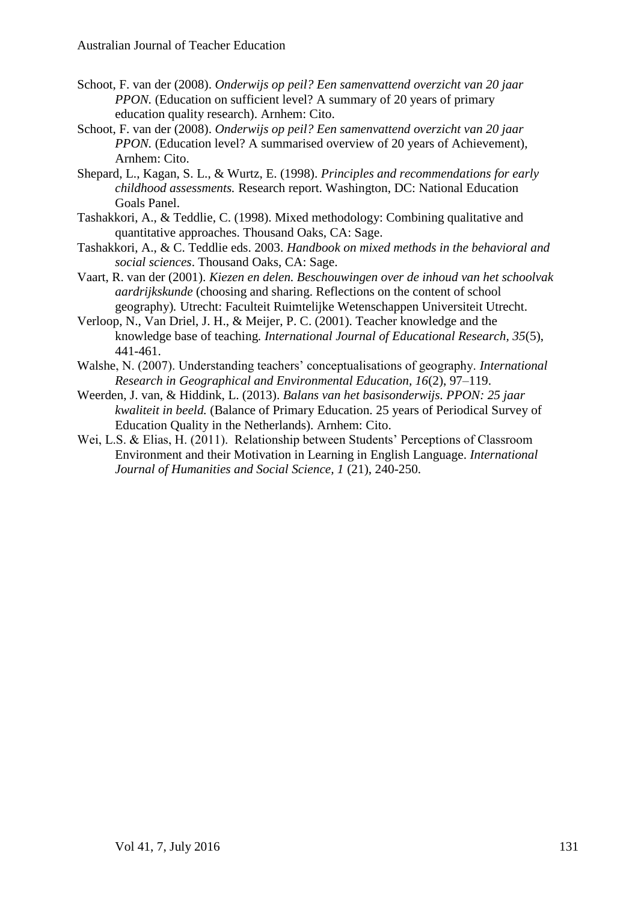Schoot, F. van der (2008). *Onderwijs op peil? Een samenvattend overzicht van 20 jaar PPON.* (Education on sufficient level? A summary of 20 years of primary education quality research). Arnhem: Cito.

Schoot, F. van der (2008). *Onderwijs op peil? Een samenvattend overzicht van 20 jaar PPON.* (Education level? A summarised overview of 20 years of Achievement), Arnhem: Cito.

Shepard, L., Kagan, S. L., & Wurtz, E. (1998). *Principles and recommendations for early childhood assessments.* Research report. Washington, DC: National Education Goals Panel.

Tashakkori, A., & Teddlie, C. (1998). Mixed methodology: Combining qualitative and quantitative approaches. Thousand Oaks, CA: Sage.

Tashakkori, A., & C. Teddlie eds. 2003. *Handbook on mixed methods in the behavioral and social sciences*. Thousand Oaks, CA: Sage.

Vaart, R. van der (2001). *Kiezen en delen. Beschouwingen over de inhoud van het schoolvak aardrijkskunde* (choosing and sharing. Reflections on the content of school geography)*.* Utrecht: Faculteit Ruimtelijke Wetenschappen Universiteit Utrecht.

Verloop, N., Van Driel, J. H., & Meijer, P. C. (2001). Teacher knowledge and the knowledge base of teaching*. International Journal of Educational Research, 35*(5), 441-461.

Walshe, N. (2007). Understanding teachers' conceptualisations of geography. *International Research in Geographical and Environmental Education, 16*(2), 97–119.

Weerden, J. van, & Hiddink, L. (2013). *Balans van het basisonderwijs. PPON: 25 jaar kwaliteit in beeld.* (Balance of Primary Education. 25 years of Periodical Survey of Education Quality in the Netherlands). Arnhem: Cito.

Wei, L.S. & Elias, H. (2011). Relationship between Students' Perceptions of Classroom Environment and their Motivation in Learning in English Language. *International Journal of Humanities and Social Science, 1* (21), 240-250.